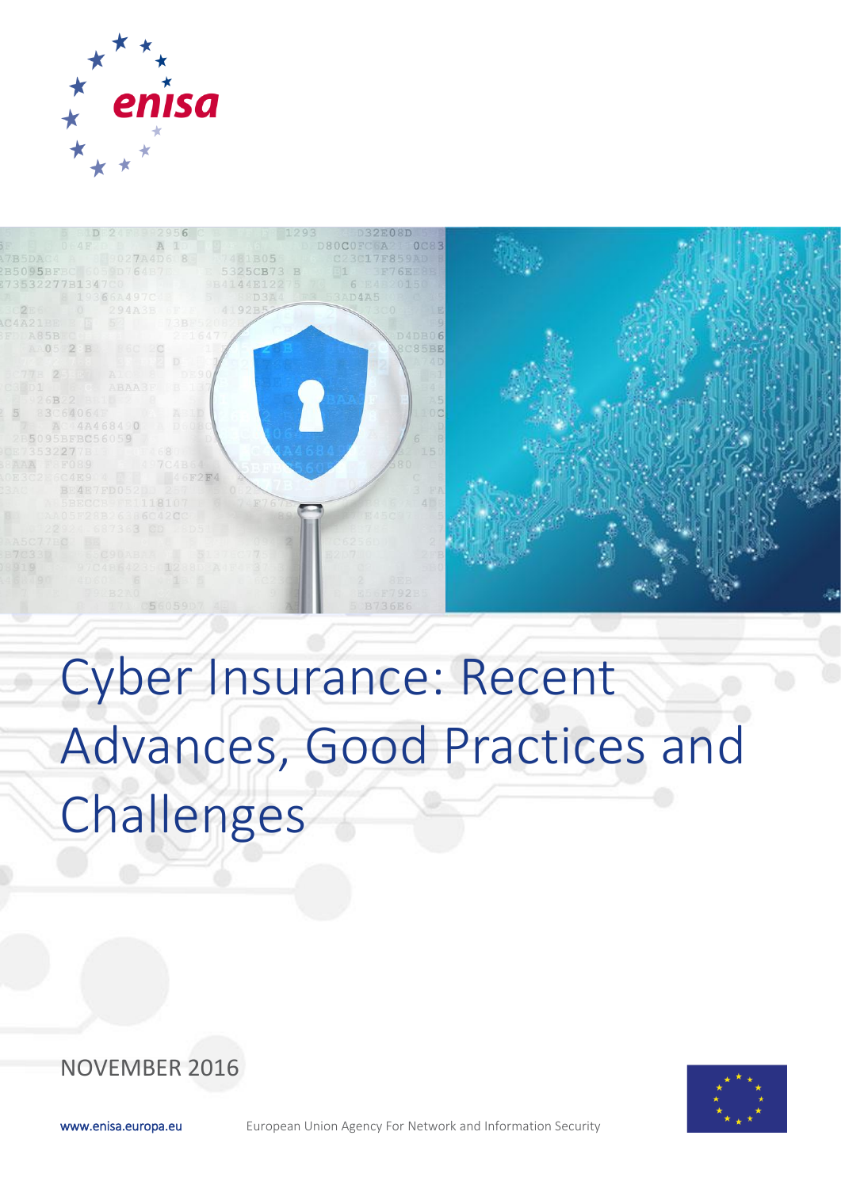# Cyber Insurance: Recent Advances, Good Practices and Challenges

NOVEMBER 2016

www.enisa.europa.eu European Union Agency For Network and Information Security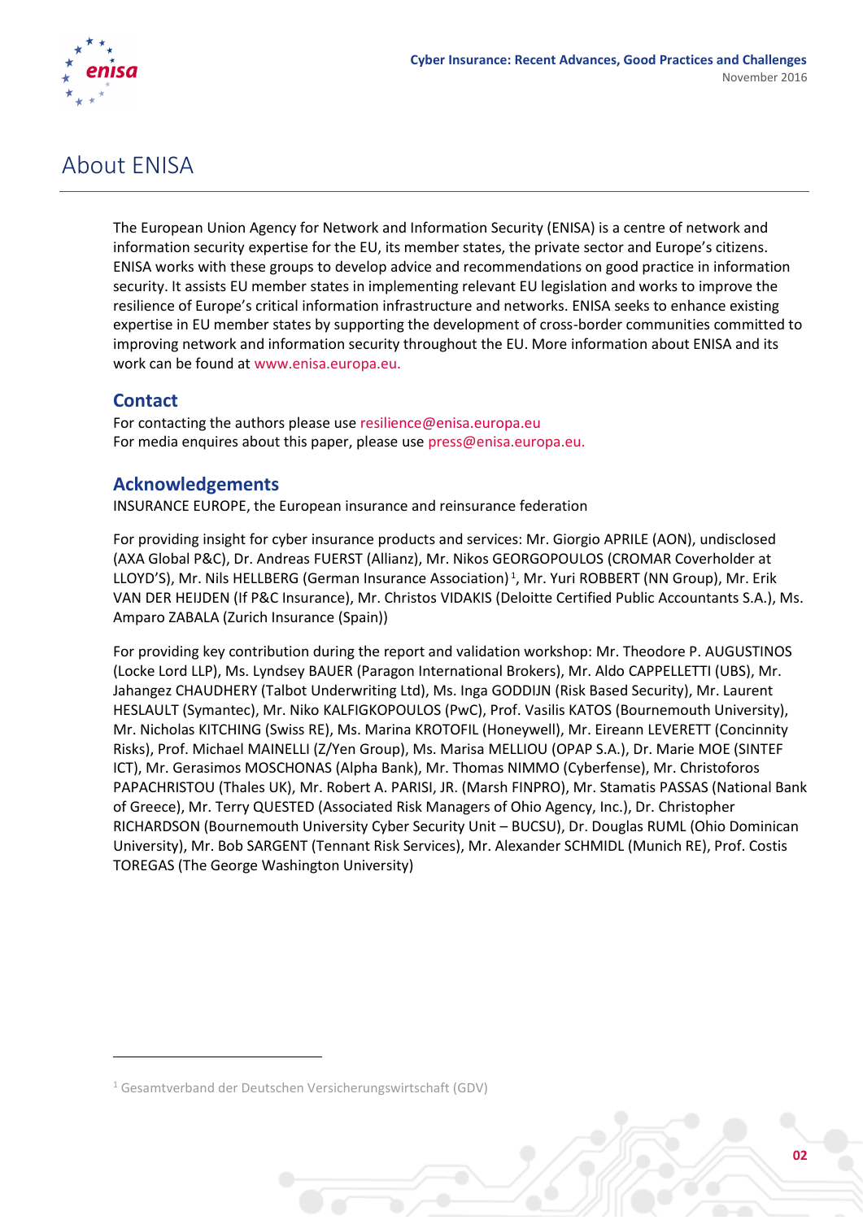# About ENISA

The European Union Agency for Network and Information Security (ENISA) is a centre of network and information security expertise for the EU, its member states, the private sector and Europe's citizens. ENISA works with these groups to develop advice and recommendations on good practice in information security. It assists EU member states in implementing relevant EU legislation and works to improve the resilience of Europe's critical information infrastructure and networks. ENISA seeks to enhance existing expertise in EU member states by supporting the development of cross-border communities committed to improving network and information security throughout the EU. More information about ENISA and its work can be found at www.enisa.europa.eu.

## Contact

For contacting the authors please use resilience@enisa.europa.eu
For media enquires about this paper, please use press@enisa.europa.eu.

## Acknowledgements

INSURANCE EUROPE, the European insurance and reinsurance federation

For providing insight for cyber insurance products and services: Mr. Giorgio APRILE (AON), undisclosed (AXA Global P&C), Dr. Andreas FUERST (Allianz), Mr. Nikos GEORGOPOULOS (CROMAR Coverholder at LLOYD'S), Mr. Nils HELLBERG (German Insurance Association)[1], Mr. Yuri ROBBERT (NN Group), Mr. Erik VAN DER HEIJDEN (If P&C Insurance), Mr. Christos VIDAKIS (Deloitte Certified Public Accountants S.A.), Ms. Amparo ZABALA (Zurich Insurance (Spain))

For providing key contribution during the report and validation workshop: Mr. Theodore P. AUGUSTINOS (Locke Lord LLP), Ms. Lyndsey BAUER (Paragon International Brokers), Mr. Aldo CAPPELLETTI (UBS), Mr. Jahangez CHAUDHERY (Talbot Underwriting Ltd), Ms. Inga GODDIJN (Risk Based Security), Mr. Laurent HESLAULT (Symantec), Mr. Niko KALFIGKOPOULOS (PwC), Prof. Vasilis KATOS (Bournemouth University), Mr. Nicholas KITCHING (Swiss RE), Ms. Marina KROTOFIL (Honeywell), Mr. Eireann LEVERETT (Concinnity Risks), Prof. Michael MAINELLI (Z/Yen Group), Ms. Marisa MELLIOU (OPAP S.A.), Dr. Marie MOE (SINTEF ICT), Mr. Gerasimos MOSCHONAS (Alpha Bank), Mr. Thomas NIMMO (Cyberfense), Mr. Christoforos PAPACHRISTOU (Thales UK), Mr. Robert A. PARISI, JR. (Marsh FINPRO), Mr. Stamatis PASSAS (National Bank of Greece), Mr. Terry QUESTED (Associated Risk Managers of Ohio Agency, Inc.), Dr. Christopher RICHARDSON (Bournemouth University Cyber Security Unit – BUCSU), Dr. Douglas RUML (Ohio Dominican University), Mr. Bob SARGENT (Tennant Risk Services), Mr. Alexander SCHMIDL (Munich RE), Prof. Costis TOREGAS (The George Washington University)

[1] Gesamtverband der Deutschen Versicherungswirtschaft (GDV)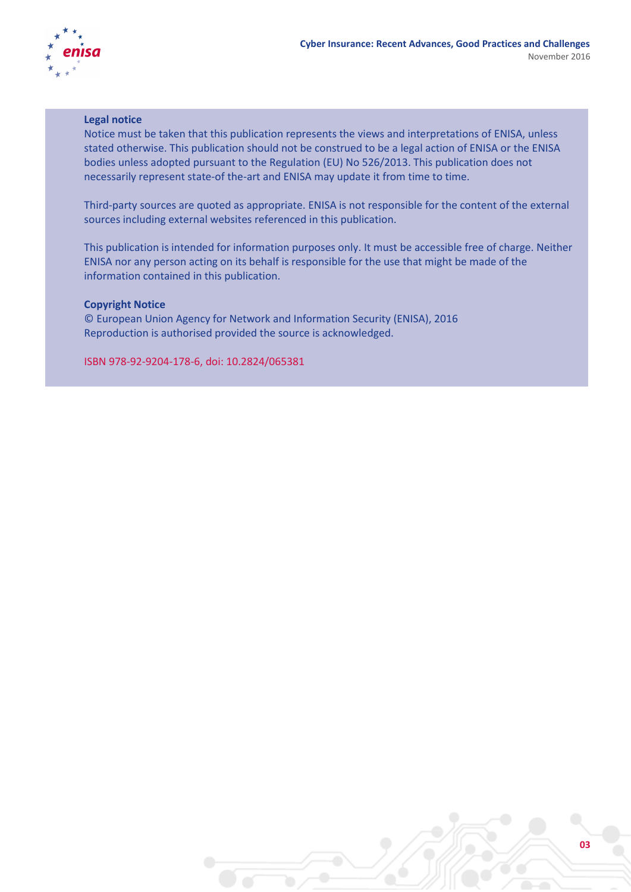**Legal notice**

Notice must be taken that this publication represents the views and interpretations of ENISA, unless stated otherwise. This publication should not be construed to be a legal action of ENISA or the ENISA bodies unless adopted pursuant to the Regulation (EU) No 526/2013. This publication does not necessarily represent state-of the-art and ENISA may update it from time to time.

Third-party sources are quoted as appropriate. ENISA is not responsible for the content of the external sources including external websites referenced in this publication.

This publication is intended for information purposes only. It must be accessible free of charge. Neither ENISA nor any person acting on its behalf is responsible for the use that might be made of the information contained in this publication.

**Copyright Notice**

© European Union Agency for Network and Information Security (ENISA), 2016
Reproduction is authorised provided the source is acknowledged.

ISBN 978-92-9204-178-6, doi: 10.2824/065381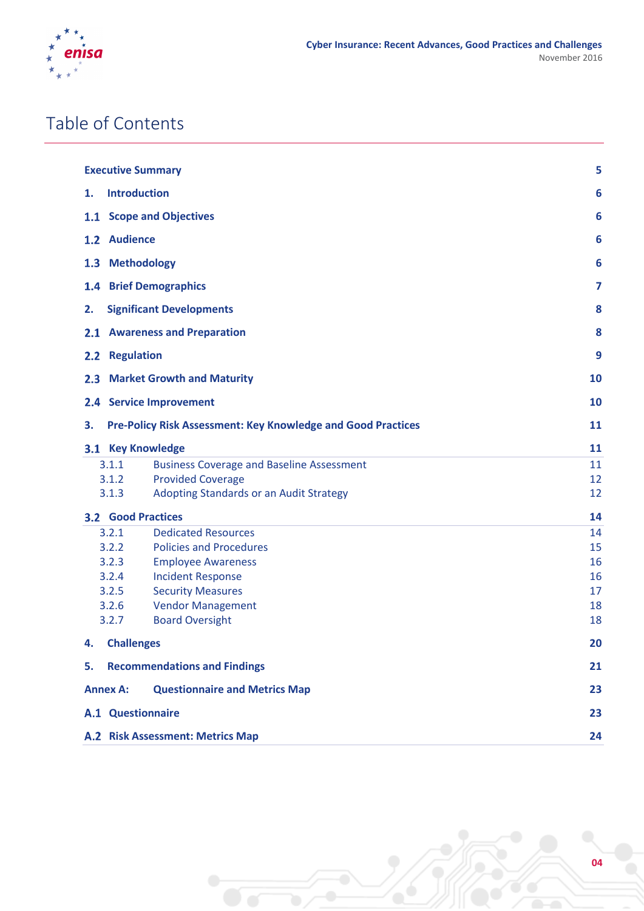# Table of Contents

| | |
|---|---|
| **Executive Summary** | **5** |
| **1. Introduction** | **6** |
| **1.1 Scope and Objectives** | **6** |
| **1.2 Audience** | **6** |
| **1.3 Methodology** | **6** |
| **1.4 Brief Demographics** | **7** |
| **2. Significant Developments** | **8** |
| **2.1 Awareness and Preparation** | **8** |
| **2.2 Regulation** | **9** |
| **2.3 Market Growth and Maturity** | **10** |
| **2.4 Service Improvement** | **10** |
| **3. Pre-Policy Risk Assessment: Key Knowledge and Good Practices** | **11** |
| **3.1 Key Knowledge** | **11** |
| 3.1.1 Business Coverage and Baseline Assessment | 11 |
| 3.1.2 Provided Coverage | 12 |
| 3.1.3 Adopting Standards or an Audit Strategy | 12 |
| **3.2 Good Practices** | **14** |
| 3.2.1 Dedicated Resources | 14 |
| 3.2.2 Policies and Procedures | 15 |
| 3.2.3 Employee Awareness | 16 |
| 3.2.4 Incident Response | 16 |
| 3.2.5 Security Measures | 17 |
| 3.2.6 Vendor Management | 18 |
| 3.2.7 Board Oversight | 18 |
| **4. Challenges** | **20** |
| **5. Recommendations and Findings** | **21** |
| **Annex A: Questionnaire and Metrics Map** | **23** |
| **A.1 Questionnaire** | **23** |
| **A.2 Risk Assessment: Metrics Map** | **24** |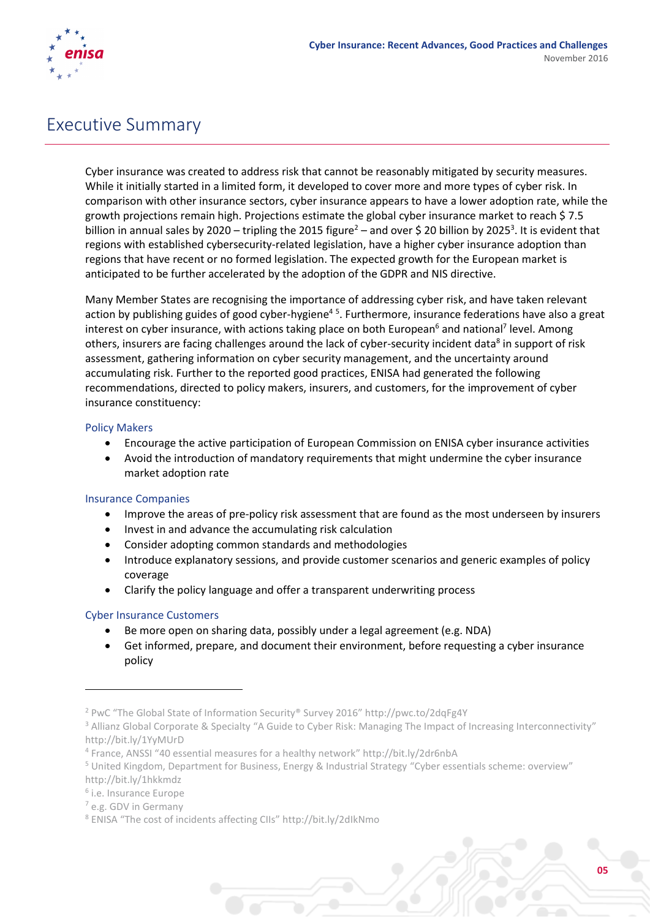# Executive Summary

Cyber insurance was created to address risk that cannot be reasonably mitigated by security measures. While it initially started in a limited form, it developed to cover more and more types of cyber risk. In comparison with other insurance sectors, cyber insurance appears to have a lower adoption rate, while the growth projections remain high. Projections estimate the global cyber insurance market to reach $ 7.5 billion in annual sales by 2020 – tripling the 2015 figure[2] – and over $ 20 billion by 2025[3]. It is evident that regions with established cybersecurity-related legislation, have a higher cyber insurance adoption than regions that have recent or no formed legislation. The expected growth for the European market is anticipated to be further accelerated by the adoption of the GDPR and NIS directive.

Many Member States are recognising the importance of addressing cyber risk, and have taken relevant action by publishing guides of good cyber-hygiene[4] [5]. Furthermore, insurance federations have also a great interest on cyber insurance, with actions taking place on both European[6] and national[7] level. Among others, insurers are facing challenges around the lack of cyber-security incident data[8] in support of risk assessment, gathering information on cyber security management, and the uncertainty around accumulating risk. Further to the reported good practices, ENISA had generated the following recommendations, directed to policy makers, insurers, and customers, for the improvement of cyber insurance constituency:

### Policy Makers

- Encourage the active participation of European Commission on ENISA cyber insurance activities
- Avoid the introduction of mandatory requirements that might undermine the cyber insurance market adoption rate

### Insurance Companies

- Improve the areas of pre-policy risk assessment that are found as the most underseen by insurers
- Invest in and advance the accumulating risk calculation
- Consider adopting common standards and methodologies
- Introduce explanatory sessions, and provide customer scenarios and generic examples of policy coverage
- Clarify the policy language and offer a transparent underwriting process

### Cyber Insurance Customers

- Be more open on sharing data, possibly under a legal agreement (e.g. NDA)
- Get informed, prepare, and document their environment, before requesting a cyber insurance policy

---

[2] PwC "The Global State of Information Security® Survey 2016" http://pwc.to/2dqFg4Y

[3] Allianz Global Corporate & Specialty "A Guide to Cyber Risk: Managing The Impact of Increasing Interconnectivity" http://bit.ly/1YyMUrD

[4] France, ANSSI "40 essential measures for a healthy network" http://bit.ly/2dr6nbA

[5] United Kingdom, Department for Business, Energy & Industrial Strategy "Cyber essentials scheme: overview" http://bit.ly/1hkkmdz

[6] i.e. Insurance Europe

[7] e.g. GDV in Germany

[8] ENISA "The cost of incidents affecting CIIs" http://bit.ly/2dIkNmo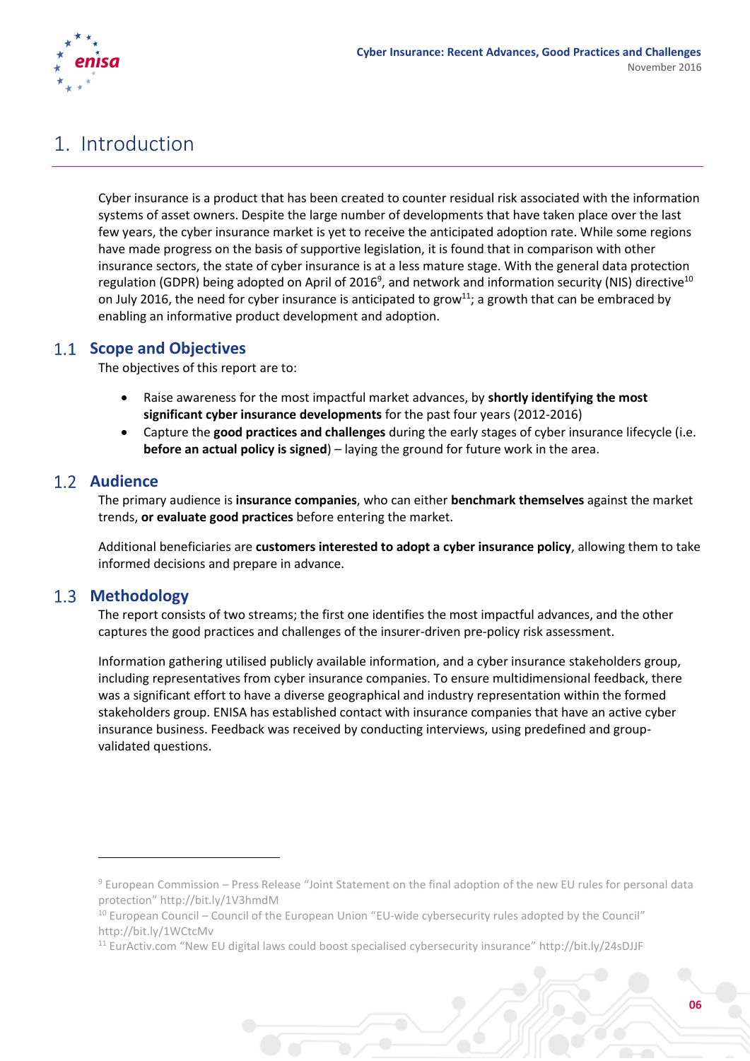# 1. Introduction

Cyber insurance is a product that has been created to counter residual risk associated with the information systems of asset owners. Despite the large number of developments that have taken place over the last few years, the cyber insurance market is yet to receive the anticipated adoption rate. While some regions have made progress on the basis of supportive legislation, it is found that in comparison with other insurance sectors, the state of cyber insurance is at a less mature stage. With the general data protection regulation (GDPR) being adopted on April of 2016[9], and network and information security (NIS) directive[10] on July 2016, the need for cyber insurance is anticipated to grow[11]; a growth that can be embraced by enabling an informative product development and adoption.

## 1.1 Scope and Objectives

The objectives of this report are to:

- Raise awareness for the most impactful market advances, by **shortly identifying the most significant cyber insurance developments** for the past four years (2012-2016)
- Capture the **good practices and challenges** during the early stages of cyber insurance lifecycle (i.e. **before an actual policy is signed**) – laying the ground for future work in the area.

## 1.2 Audience

The primary audience is **insurance companies**, who can either **benchmark themselves** against the market trends, **or evaluate good practices** before entering the market.

Additional beneficiaries are **customers interested to adopt a cyber insurance policy**, allowing them to take informed decisions and prepare in advance.

## 1.3 Methodology

The report consists of two streams; the first one identifies the most impactful advances, and the other captures the good practices and challenges of the insurer-driven pre-policy risk assessment.

Information gathering utilised publicly available information, and a cyber insurance stakeholders group, including representatives from cyber insurance companies. To ensure multidimensional feedback, there was a significant effort to have a diverse geographical and industry representation within the formed stakeholders group. ENISA has established contact with insurance companies that have an active cyber insurance business. Feedback was received by conducting interviews, using predefined and group-validated questions.

---

[9] European Commission – Press Release "Joint Statement on the final adoption of the new EU rules for personal data protection" http://bit.ly/1V3hmdM

[10] European Council – Council of the European Union "EU-wide cybersecurity rules adopted by the Council" http://bit.ly/1WCtcMv

[11] EurActiv.com "New EU digital laws could boost specialised cybersecurity insurance" http://bit.ly/24sDJJF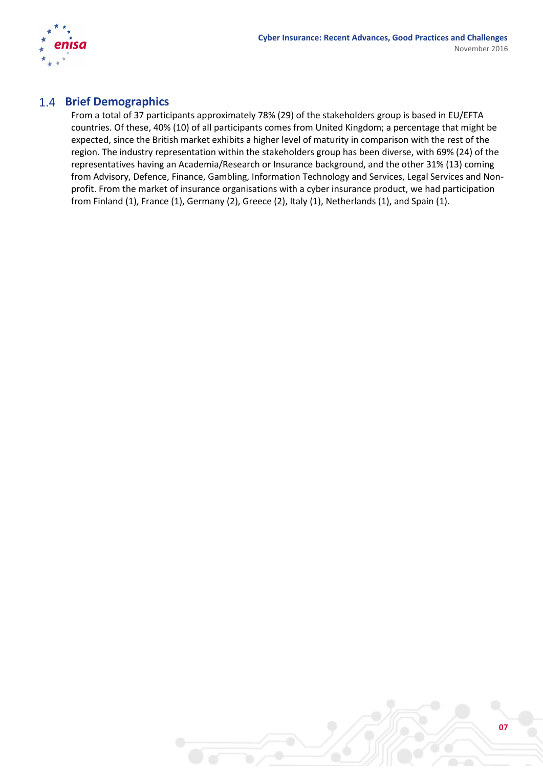## 1.4 Brief Demographics

From a total of 37 participants approximately 78% (29) of the stakeholders group is based in EU/EFTA countries. Of these, 40% (10) of all participants comes from United Kingdom; a percentage that might be expected, since the British market exhibits a higher level of maturity in comparison with the rest of the region. The industry representation within the stakeholders group has been diverse, with 69% (24) of the representatives having an Academia/Research or Insurance background, and the other 31% (13) coming from Advisory, Defence, Finance, Gambling, Information Technology and Services, Legal Services and Non-profit. From the market of insurance organisations with a cyber insurance product, we had participation from Finland (1), France (1), Germany (2), Greece (2), Italy (1), Netherlands (1), and Spain (1).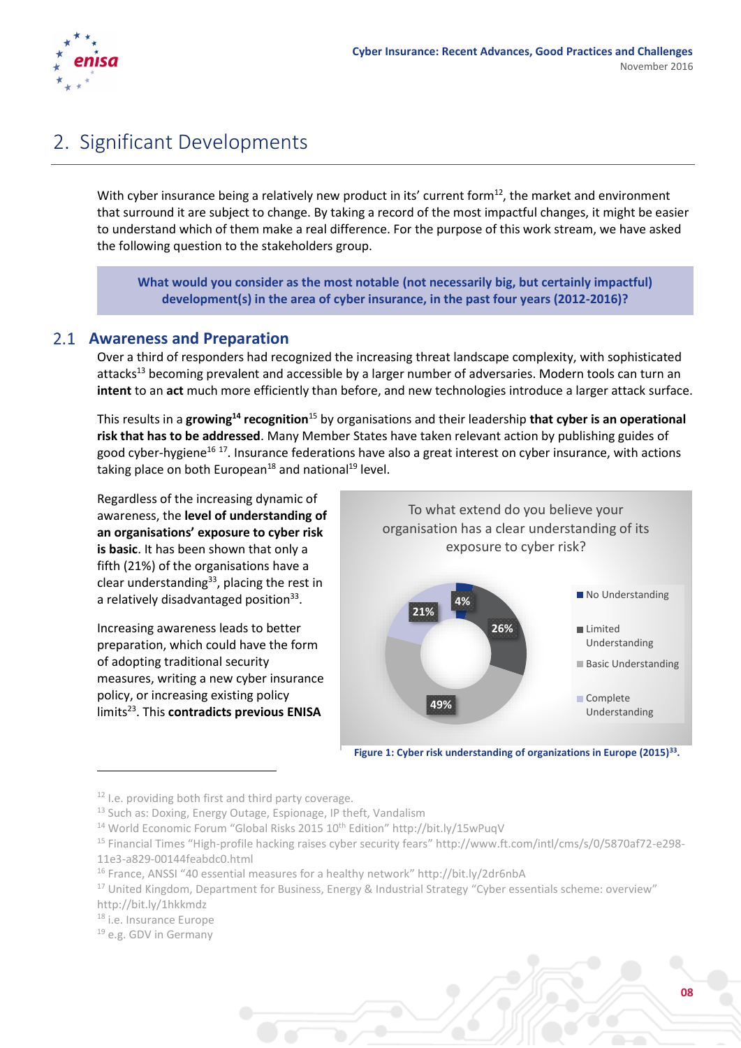# 2. Significant Developments

With cyber insurance being a relatively new product in its' current form[12], the market and environment that surround it are subject to change. By taking a record of the most impactful changes, it might be easier to understand which of them make a real difference. For the purpose of this work stream, we have asked the following question to the stakeholders group.

**What would you consider as the most notable (not necessarily big, but certainly impactful) development(s) in the area of cyber insurance, in the past four years (2012-2016)?**

## 2.1 Awareness and Preparation

Over a third of responders had recognized the increasing threat landscape complexity, with sophisticated attacks[13] becoming prevalent and accessible by a larger number of adversaries. Modern tools can turn an **intent** to an **act** much more efficiently than before, and new technologies introduce a larger attack surface.

This results in a **growing[14] recognition**[15] by organisations and their leadership **that cyber is an operational risk that has to be addressed**. Many Member States have taken relevant action by publishing guides of good cyber-hygiene[16 17]. Insurance federations have also a great interest on cyber insurance, with actions taking place on both European[18] and national[19] level.

Regardless of the increasing dynamic of awareness, the **level of understanding of an organisations' exposure to cyber risk is basic**. It has been shown that only a fifth (21%) of the organisations have a clear understanding[33], placing the rest in a relatively disadvantaged position[33].

To what extend do you believe your organisation has a clear understanding of its exposure to cyber risk?

| Category | Share |
|---|---|
| No Understanding | 4% |
| Limited Understanding | 26% |
| Basic Understanding | 49% |
| Complete Understanding | 21% |

Figure 1: Cyber risk understanding of organizations in Europe (2015)[33].

Increasing awareness leads to better preparation, which could have the form of adopting traditional security measures, writing a new cyber insurance policy, or increasing existing policy limits[23]. This **contradicts previous ENISA**

[12] I.e. providing both first and third party coverage.

[13] Such as: Doxing, Energy Outage, Espionage, IP theft, Vandalism

[14] World Economic Forum "Global Risks 2015 10th Edition" http://bit.ly/15wPuqV

[15] Financial Times "High-profile hacking raises cyber security fears" http://www.ft.com/intl/cms/s/0/5870af72-e298-11e3-a829-00144feabdc0.html

[16] France, ANSSI "40 essential measures for a healthy network" http://bit.ly/2dr6nbA

[17] United Kingdom, Department for Business, Energy & Industrial Strategy "Cyber essentials scheme: overview" http://bit.ly/1hkkmdz

[18] i.e. Insurance Europe

[19] e.g. GDV in Germany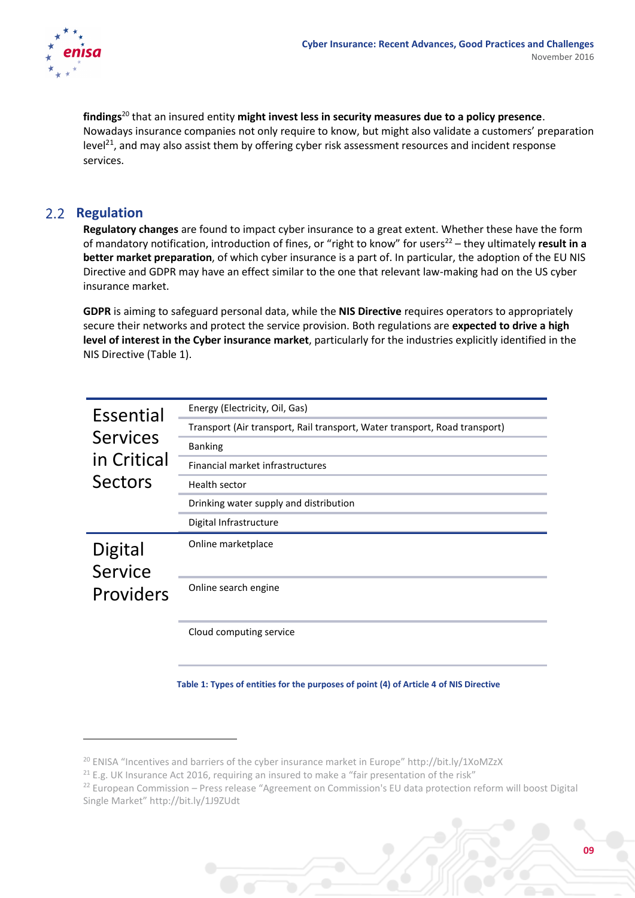**findings**[20] that an insured entity **might invest less in security measures due to a policy presence**. Nowadays insurance companies not only require to know, but might also validate a customers' preparation level[21], and may also assist them by offering cyber risk assessment resources and incident response services.

## 2.2 Regulation

**Regulatory changes** are found to impact cyber insurance to a great extent. Whether these have the form of mandatory notification, introduction of fines, or "right to know" for users[22] – they ultimately **result in a better market preparation**, of which cyber insurance is a part of. In particular, the adoption of the EU NIS Directive and GDPR may have an effect similar to the one that relevant law-making had on the US cyber insurance market.

**GDPR** is aiming to safeguard personal data, while the **NIS Directive** requires operators to appropriately secure their networks and protect the service provision. Both regulations are **expected to drive a high level of interest in the Cyber insurance market**, particularly for the industries explicitly identified in the NIS Directive (Table 1).

| Category | Type of entity |
|---|---|
| Essential Services in Critical Sectors | Energy (Electricity, Oil, Gas) |
| | Transport (Air transport, Rail transport, Water transport, Road transport) |
| | Banking |
| | Financial market infrastructures |
| | Health sector |
| | Drinking water supply and distribution |
| | Digital Infrastructure |
| Digital Service Providers | Online marketplace |
| | Online search engine |
| | Cloud computing service |

Table 1: Types of entities for the purposes of point (4) of Article 4 of NIS Directive

---

[20] ENISA "Incentives and barriers of the cyber insurance market in Europe" http://bit.ly/1XoMZzX

[21] E.g. UK Insurance Act 2016, requiring an insured to make a "fair presentation of the risk"

[22] European Commission – Press release "Agreement on Commission's EU data protection reform will boost Digital Single Market" http://bit.ly/1J9ZUdt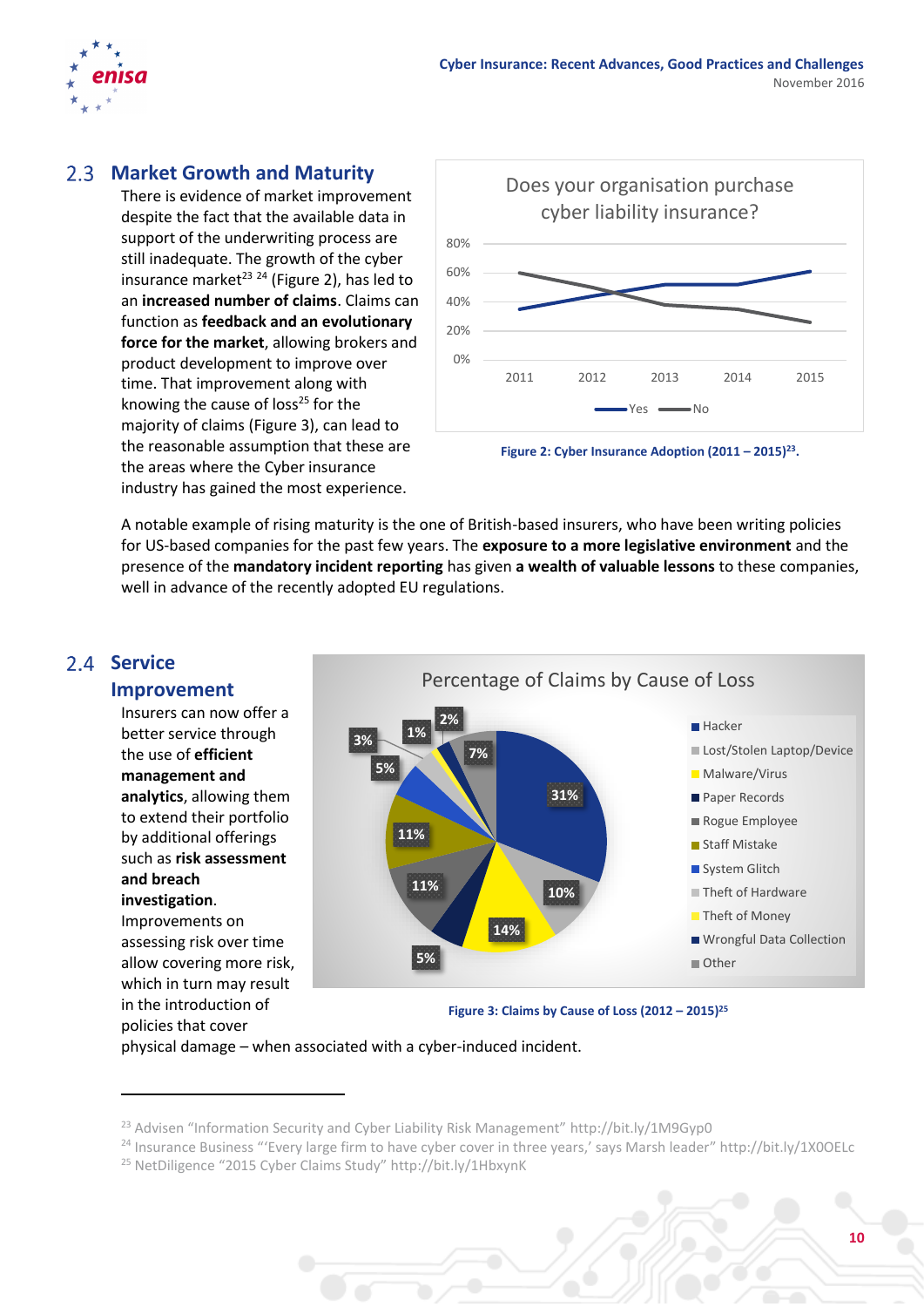## 2.3 Market Growth and Maturity

There is evidence of market improvement despite the fact that the available data in support of the underwriting process are still inadequate. The growth of the cyber insurance market[23] [24] (Figure 2), has led to an **increased number of claims**. Claims can function as **feedback and an evolutionary force for the market**, allowing brokers and product development to improve over time. That improvement along with knowing the cause of loss[25] for the majority of claims (Figure 3), can lead to the reasonable assumption that these are the areas where the Cyber insurance industry has gained the most experience.

Figure 2: Cyber Insurance Adoption (2011 – 2015)[23].

A notable example of rising maturity is the one of British-based insurers, who have been writing policies for US-based companies for the past few years. The **exposure to a more legislative environment** and the presence of the **mandatory incident reporting** has given **a wealth of valuable lessons** to these companies, well in advance of the recently adopted EU regulations.

## 2.4 Service Improvement

Insurers can now offer a better service through the use of **efficient management and analytics**, allowing them to extend their portfolio by additional offerings such as **risk assessment and breach investigation**. Improvements on assessing risk over time allow covering more risk, which in turn may result in the introduction of policies that cover physical damage – when associated with a cyber-induced incident.

Figure 3: Claims by Cause of Loss (2012 – 2015)[25]

---

[23] Advisen "Information Security and Cyber Liability Risk Management" http://bit.ly/1M9Gyp0

[24] Insurance Business "'Every large firm to have cyber cover in three years,' says Marsh leader" http://bit.ly/1X0OELc

[25] NetDiligence "2015 Cyber Claims Study" http://bit.ly/1HbxynK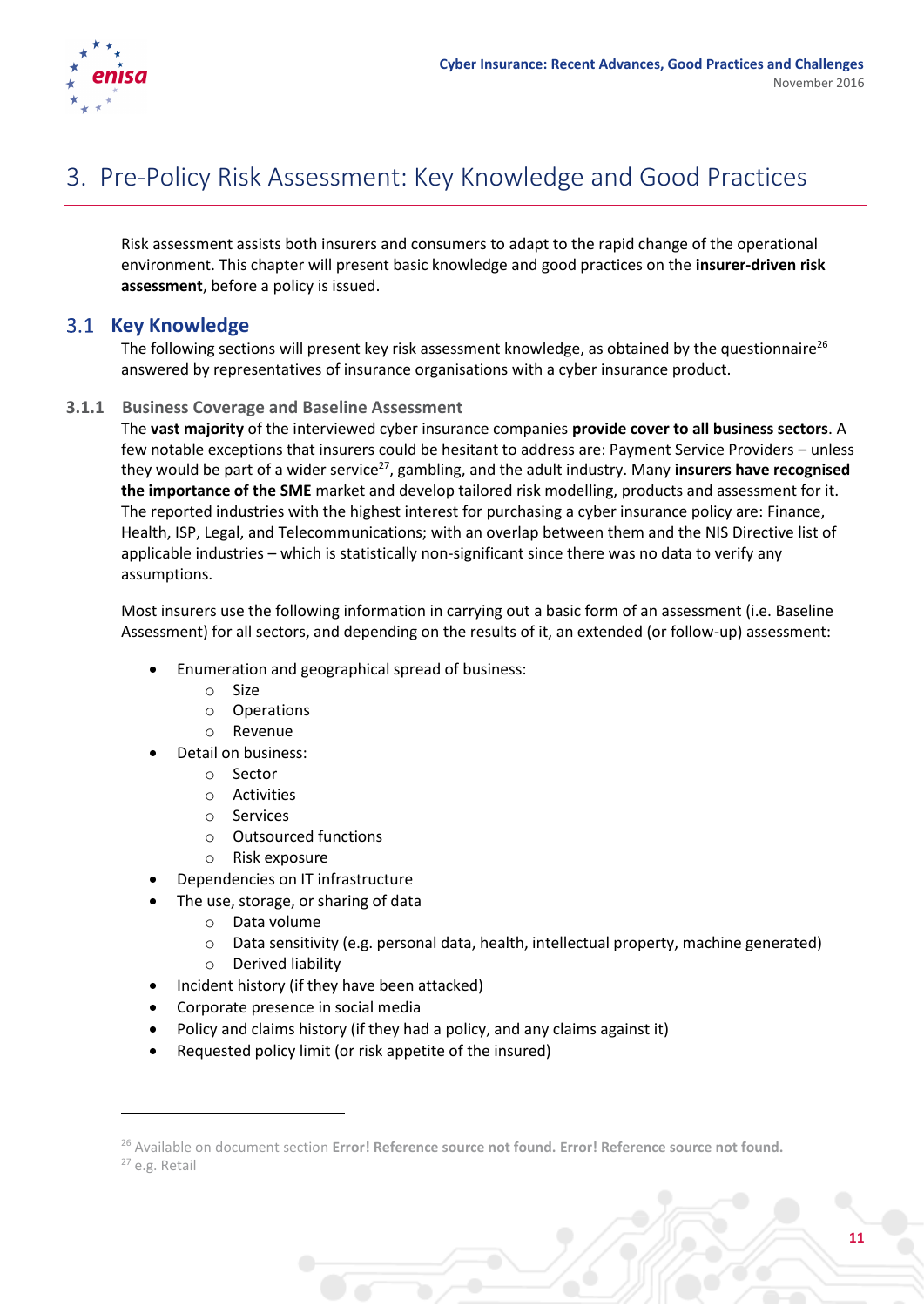# 3. Pre-Policy Risk Assessment: Key Knowledge and Good Practices

Risk assessment assists both insurers and consumers to adapt to the rapid change of the operational environment. This chapter will present basic knowledge and good practices on the **insurer-driven risk assessment**, before a policy is issued.

## 3.1 Key Knowledge

The following sections will present key risk assessment knowledge, as obtained by the questionnaire[26] answered by representatives of insurance organisations with a cyber insurance product.

### 3.1.1 Business Coverage and Baseline Assessment

The **vast majority** of the interviewed cyber insurance companies **provide cover to all business sectors**. A few notable exceptions that insurers could be hesitant to address are: Payment Service Providers – unless they would be part of a wider service[27], gambling, and the adult industry. Many **insurers have recognised the importance of the SME** market and develop tailored risk modelling, products and assessment for it. The reported industries with the highest interest for purchasing a cyber insurance policy are: Finance, Health, ISP, Legal, and Telecommunications; with an overlap between them and the NIS Directive list of applicable industries – which is statistically non-significant since there was no data to verify any assumptions.

Most insurers use the following information in carrying out a basic form of an assessment (i.e. Baseline Assessment) for all sectors, and depending on the results of it, an extended (or follow-up) assessment:

- Enumeration and geographical spread of business:
  - Size
  - Operations
  - Revenue
- Detail on business:
  - Sector
  - Activities
  - Services
  - Outsourced functions
  - Risk exposure
- Dependencies on IT infrastructure
- The use, storage, or sharing of data
  - Data volume
  - Data sensitivity (e.g. personal data, health, intellectual property, machine generated)
  - Derived liability
- Incident history (if they have been attacked)
- Corporate presence in social media
- Policy and claims history (if they had a policy, and any claims against it)
- Requested policy limit (or risk appetite of the insured)

---

[26] Available on document section **Error! Reference source not found. Error! Reference source not found.**

[27] e.g. Retail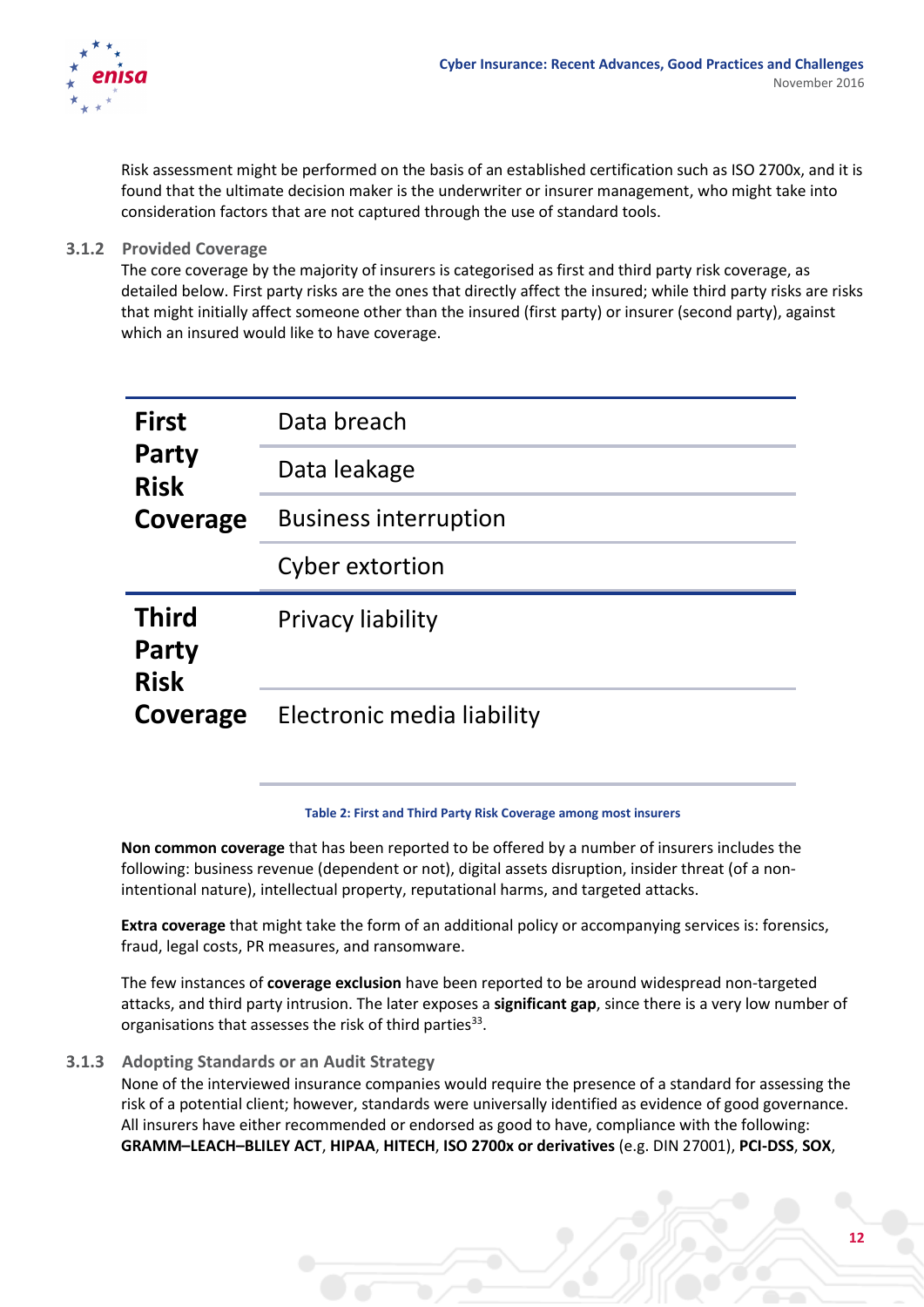Risk assessment might be performed on the basis of an established certification such as ISO 2700x, and it is found that the ultimate decision maker is the underwriter or insurer management, who might take into consideration factors that are not captured through the use of standard tools.

### 3.1.2 Provided Coverage

The core coverage by the majority of insurers is categorised as first and third party risk coverage, as detailed below. First party risks are the ones that directly affect the insured; while third party risks are risks that might initially affect someone other than the insured (first party) or insurer (second party), against which an insured would like to have coverage.

| | |
|---|---|
| **First Party Risk Coverage** | Data breach |
| | Data leakage |
| | Business interruption |
| | Cyber extortion |
| **Third Party Risk Coverage** | Privacy liability |
| | Electronic media liability |

Table 2: First and Third Party Risk Coverage among most insurers

**Non common coverage** that has been reported to be offered by a number of insurers includes the following: business revenue (dependent or not), digital assets disruption, insider threat (of a non-intentional nature), intellectual property, reputational harms, and targeted attacks.

**Extra coverage** that might take the form of an additional policy or accompanying services is: forensics, fraud, legal costs, PR measures, and ransomware.

The few instances of **coverage exclusion** have been reported to be around widespread non-targeted attacks, and third party intrusion. The later exposes a **significant gap**, since there is a very low number of organisations that assesses the risk of third parties[33].

### 3.1.3 Adopting Standards or an Audit Strategy

None of the interviewed insurance companies would require the presence of a standard for assessing the risk of a potential client; however, standards were universally identified as evidence of good governance. All insurers have either recommended or endorsed as good to have, compliance with the following: **GRAMM–LEACH–BLILEY ACT**, **HIPAA**, **HITECH**, **ISO 2700x or derivatives** (e.g. DIN 27001), **PCI-DSS**, **SOX**,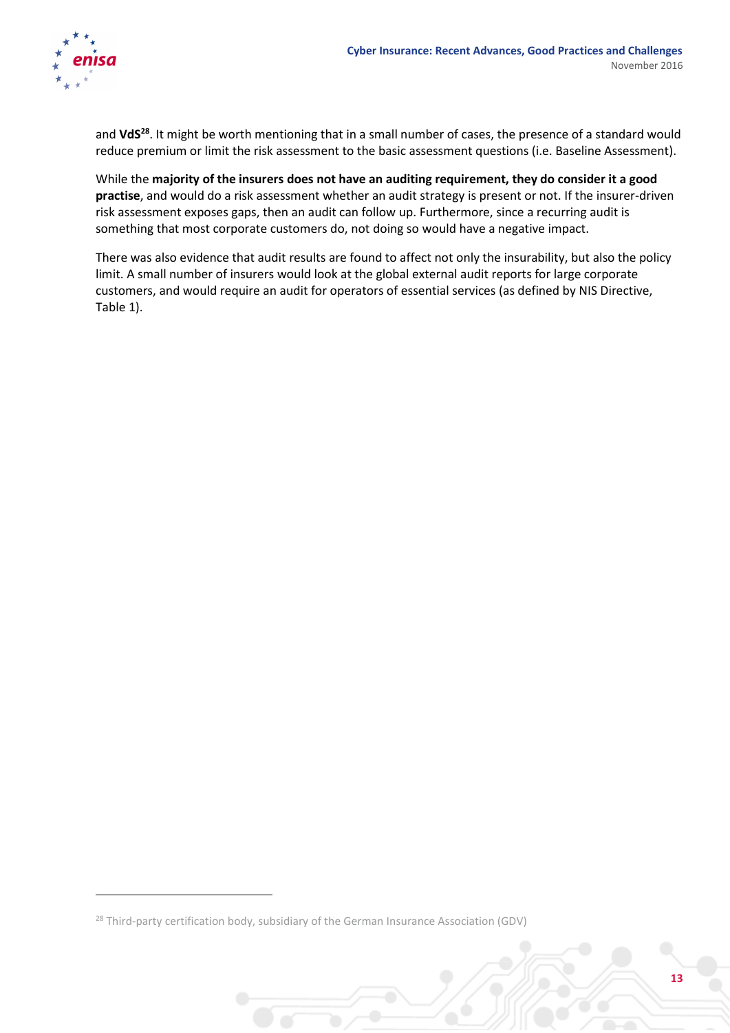and **VdS**[28]. It might be worth mentioning that in a small number of cases, the presence of a standard would reduce premium or limit the risk assessment to the basic assessment questions (i.e. Baseline Assessment).

While the **majority of the insurers does not have an auditing requirement, they do consider it a good practise**, and would do a risk assessment whether an audit strategy is present or not. If the insurer-driven risk assessment exposes gaps, then an audit can follow up. Furthermore, since a recurring audit is something that most corporate customers do, not doing so would have a negative impact.

There was also evidence that audit results are found to affect not only the insurability, but also the policy limit. A small number of insurers would look at the global external audit reports for large corporate customers, and would require an audit for operators of essential services (as defined by NIS Directive, Table 1).

[28] Third-party certification body, subsidiary of the German Insurance Association (GDV)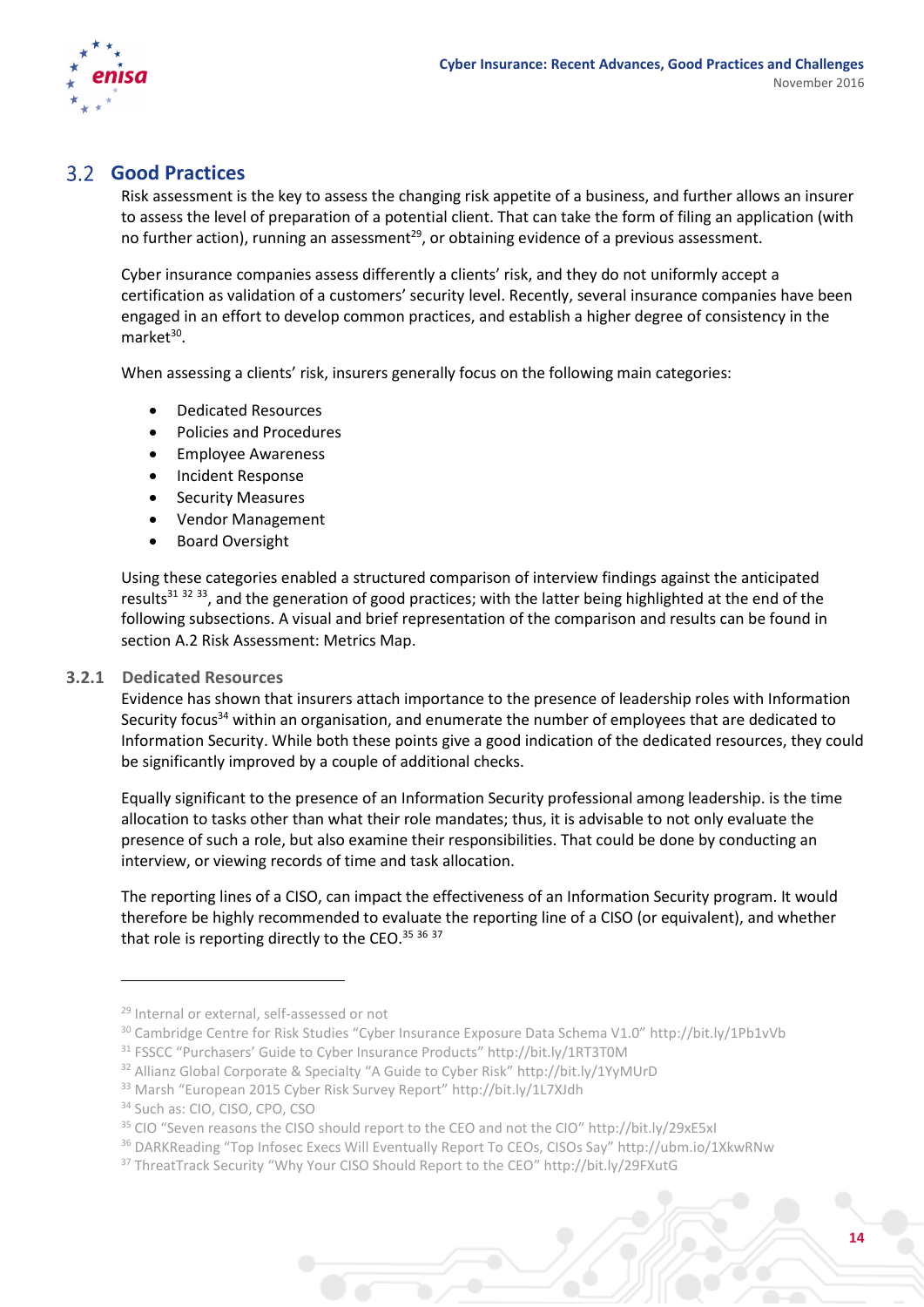## 3.2 Good Practices

Risk assessment is the key to assess the changing risk appetite of a business, and further allows an insurer to assess the level of preparation of a potential client. That can take the form of filing an application (with no further action), running an assessment[29], or obtaining evidence of a previous assessment.

Cyber insurance companies assess differently a clients' risk, and they do not uniformly accept a certification as validation of a customers' security level. Recently, several insurance companies have been engaged in an effort to develop common practices, and establish a higher degree of consistency in the market[30].

When assessing a clients' risk, insurers generally focus on the following main categories:

- Dedicated Resources
- Policies and Procedures
- Employee Awareness
- Incident Response
- Security Measures
- Vendor Management
- Board Oversight

Using these categories enabled a structured comparison of interview findings against the anticipated results[31] [32] [33], and the generation of good practices; with the latter being highlighted at the end of the following subsections. A visual and brief representation of the comparison and results can be found in section A.2 Risk Assessment: Metrics Map.

### 3.2.1 Dedicated Resources

Evidence has shown that insurers attach importance to the presence of leadership roles with Information Security focus[34] within an organisation, and enumerate the number of employees that are dedicated to Information Security. While both these points give a good indication of the dedicated resources, they could be significantly improved by a couple of additional checks.

Equally significant to the presence of an Information Security professional among leadership. is the time allocation to tasks other than what their role mandates; thus, it is advisable to not only evaluate the presence of such a role, but also examine their responsibilities. That could be done by conducting an interview, or viewing records of time and task allocation.

The reporting lines of a CISO, can impact the effectiveness of an Information Security program. It would therefore be highly recommended to evaluate the reporting line of a CISO (or equivalent), and whether that role is reporting directly to the CEO.[35] [36] [37]

---

[29] Internal or external, self-assessed or not

[30] Cambridge Centre for Risk Studies "Cyber Insurance Exposure Data Schema V1.0" http://bit.ly/1Pb1vVb

[31] FSSCC "Purchasers' Guide to Cyber Insurance Products" http://bit.ly/1RT3T0M

[32] Allianz Global Corporate & Specialty "A Guide to Cyber Risk" http://bit.ly/1YyMUrD

[33] Marsh "European 2015 Cyber Risk Survey Report" http://bit.ly/1L7XJdh

[34] Such as: CIO, CISO, CPO, CSO

[35] CIO "Seven reasons the CISO should report to the CEO and not the CIO" http://bit.ly/29xE5xI

[36] DARKReading "Top Infosec Execs Will Eventually Report To CEOs, CISOs Say" http://ubm.io/1XkwRNw

[37] ThreatTrack Security "Why Your CISO Should Report to the CEO" http://bit.ly/29FXutG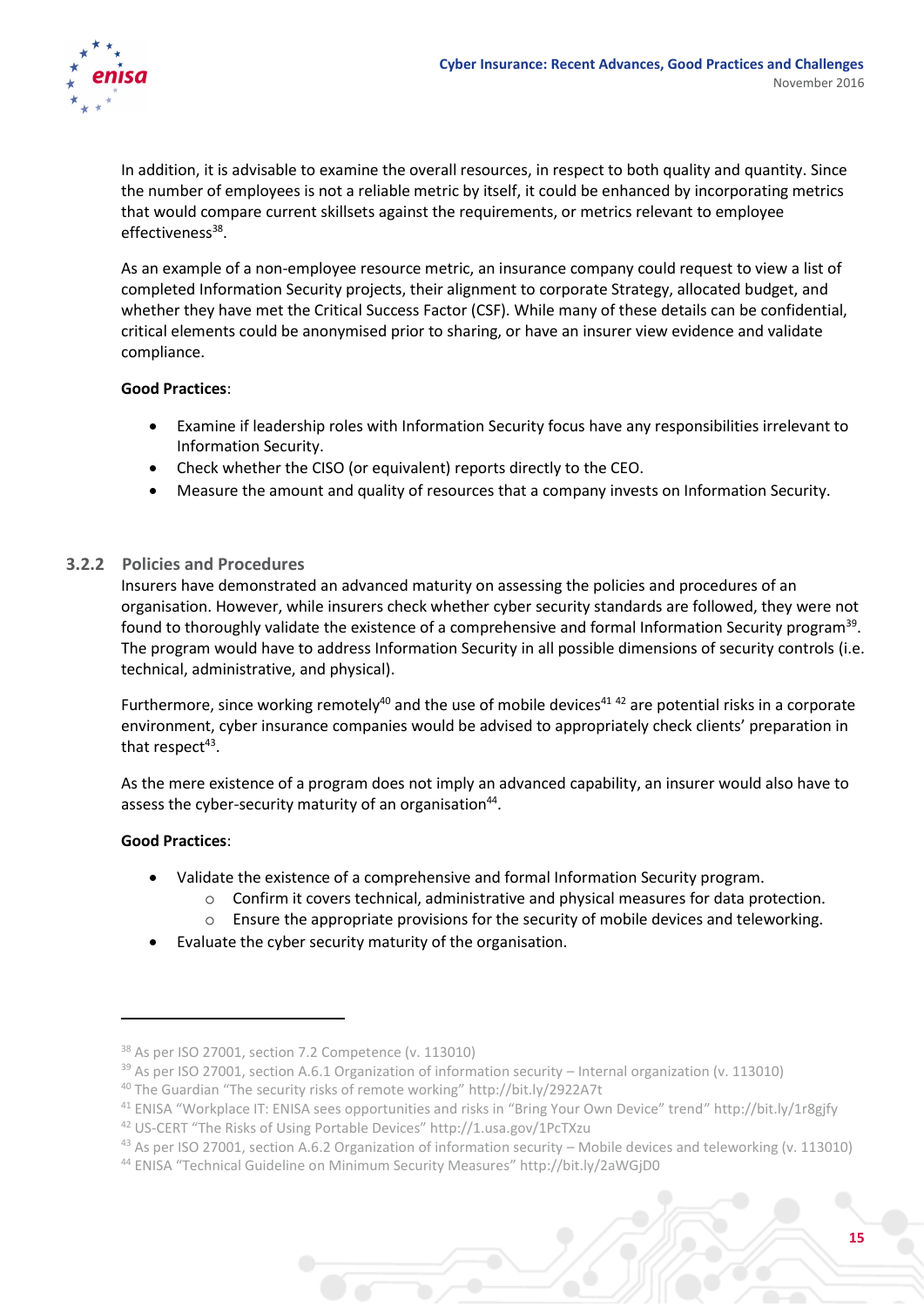In addition, it is advisable to examine the overall resources, in respect to both quality and quantity. Since the number of employees is not a reliable metric by itself, it could be enhanced by incorporating metrics that would compare current skillsets against the requirements, or metrics relevant to employee effectiveness[38].

As an example of a non-employee resource metric, an insurance company could request to view a list of completed Information Security projects, their alignment to corporate Strategy, allocated budget, and whether they have met the Critical Success Factor (CSF). While many of these details can be confidential, critical elements could be anonymised prior to sharing, or have an insurer view evidence and validate compliance.

**Good Practices**:

- Examine if leadership roles with Information Security focus have any responsibilities irrelevant to Information Security.
- Check whether the CISO (or equivalent) reports directly to the CEO.
- Measure the amount and quality of resources that a company invests on Information Security.

### 3.2.2 Policies and Procedures

Insurers have demonstrated an advanced maturity on assessing the policies and procedures of an organisation. However, while insurers check whether cyber security standards are followed, they were not found to thoroughly validate the existence of a comprehensive and formal Information Security program[39]. The program would have to address Information Security in all possible dimensions of security controls (i.e. technical, administrative, and physical).

Furthermore, since working remotely[40] and the use of mobile devices[41] [42] are potential risks in a corporate environment, cyber insurance companies would be advised to appropriately check clients' preparation in that respect[43].

As the mere existence of a program does not imply an advanced capability, an insurer would also have to assess the cyber-security maturity of an organisation[44].

**Good Practices**:

- Validate the existence of a comprehensive and formal Information Security program.
  - Confirm it covers technical, administrative and physical measures for data protection.
  - Ensure the appropriate provisions for the security of mobile devices and teleworking.
- Evaluate the cyber security maturity of the organisation.

---

[38] As per ISO 27001, section 7.2 Competence (v. 113010)

[39] As per ISO 27001, section A.6.1 Organization of information security – Internal organization (v. 113010)

[40] The Guardian "The security risks of remote working" http://bit.ly/2922A7t

[41] ENISA "Workplace IT: ENISA sees opportunities and risks in "Bring Your Own Device" trend" http://bit.ly/1r8gjfy

[42] US-CERT "The Risks of Using Portable Devices" http://1.usa.gov/1PcTXzu

[43] As per ISO 27001, section A.6.2 Organization of information security – Mobile devices and teleworking (v. 113010)

[44] ENISA "Technical Guideline on Minimum Security Measures" http://bit.ly/2aWGjD0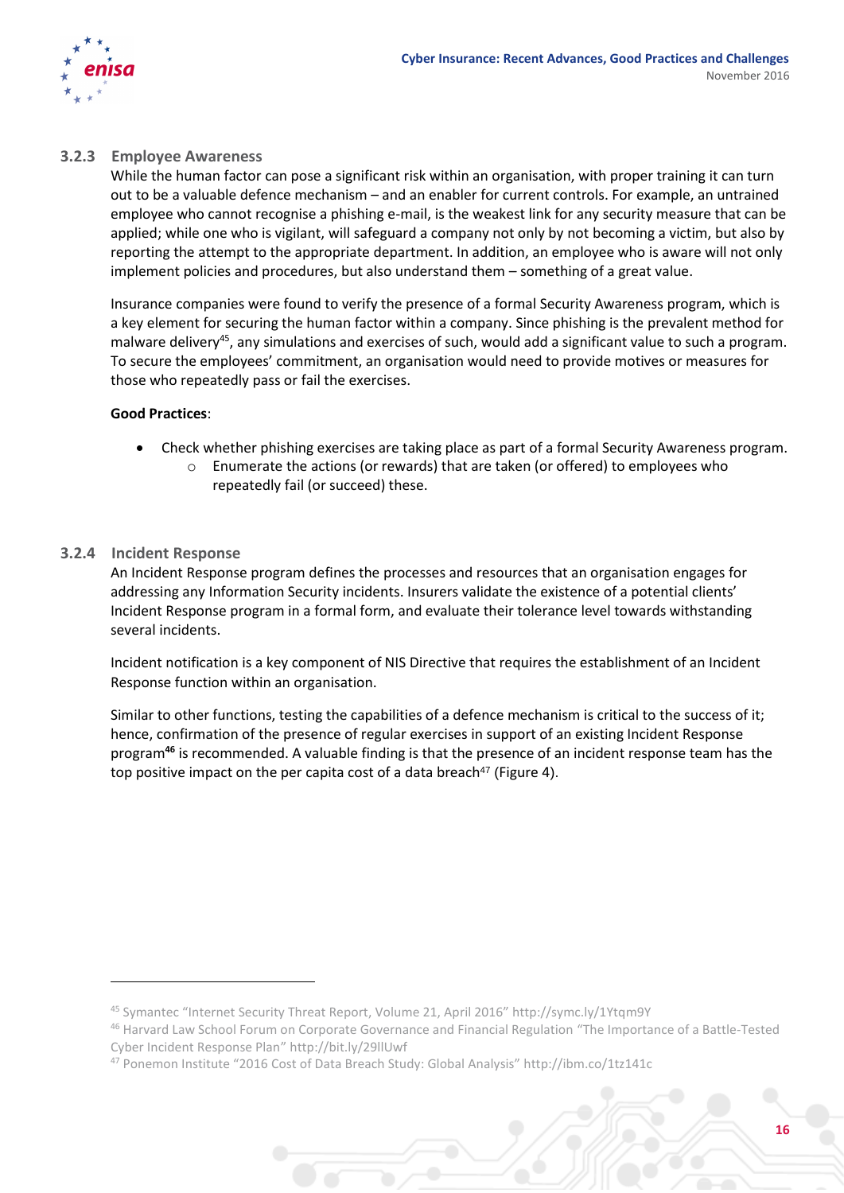### 3.2.3 Employee Awareness

While the human factor can pose a significant risk within an organisation, with proper training it can turn out to be a valuable defence mechanism – and an enabler for current controls. For example, an untrained employee who cannot recognise a phishing e-mail, is the weakest link for any security measure that can be applied; while one who is vigilant, will safeguard a company not only by not becoming a victim, but also by reporting the attempt to the appropriate department. In addition, an employee who is aware will not only implement policies and procedures, but also understand them – something of a great value.

Insurance companies were found to verify the presence of a formal Security Awareness program, which is a key element for securing the human factor within a company. Since phishing is the prevalent method for malware delivery[45], any simulations and exercises of such, would add a significant value to such a program. To secure the employees' commitment, an organisation would need to provide motives or measures for those who repeatedly pass or fail the exercises.

**Good Practices**:

- Check whether phishing exercises are taking place as part of a formal Security Awareness program.
  - Enumerate the actions (or rewards) that are taken (or offered) to employees who repeatedly fail (or succeed) these.

### 3.2.4 Incident Response

An Incident Response program defines the processes and resources that an organisation engages for addressing any Information Security incidents. Insurers validate the existence of a potential clients' Incident Response program in a formal form, and evaluate their tolerance level towards withstanding several incidents.

Incident notification is a key component of NIS Directive that requires the establishment of an Incident Response function within an organisation.

Similar to other functions, testing the capabilities of a defence mechanism is critical to the success of it; hence, confirmation of the presence of regular exercises in support of an existing Incident Response program[46] is recommended. A valuable finding is that the presence of an incident response team has the top positive impact on the per capita cost of a data breach[47] (Figure 4).

---

[45] Symantec "Internet Security Threat Report, Volume 21, April 2016" http://symc.ly/1Ytqm9Y

[46] Harvard Law School Forum on Corporate Governance and Financial Regulation "The Importance of a Battle-Tested Cyber Incident Response Plan" http://bit.ly/29llUwf

[47] Ponemon Institute "2016 Cost of Data Breach Study: Global Analysis" http://ibm.co/1tz141c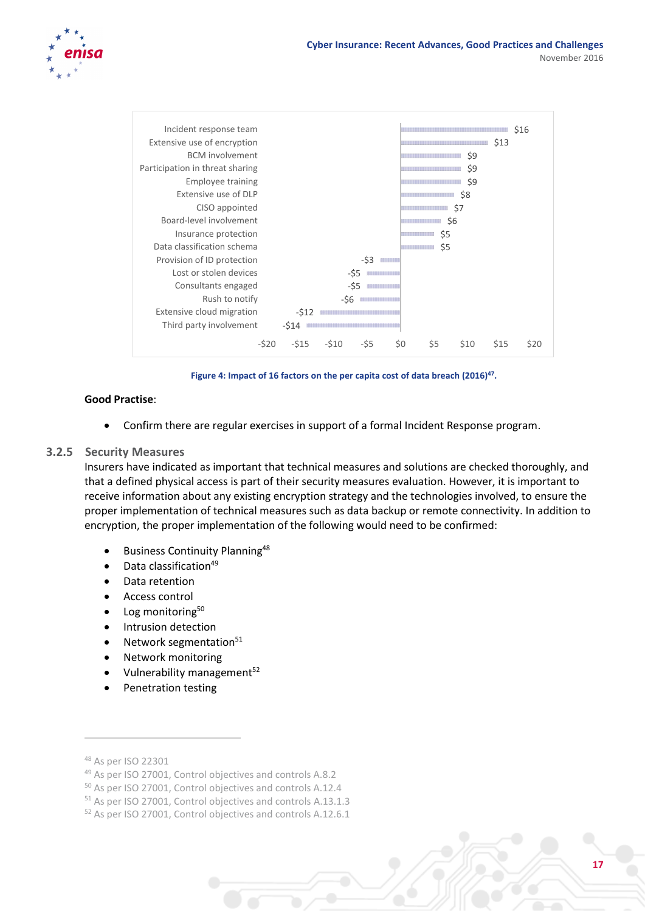| Factor | Impact |
| --- | --- |
| Incident response team | $16 |
| Extensive use of encryption | $13 |
| BCM involvement | $9 |
| Participation in threat sharing | $9 |
| Employee training | $9 |
| Extensive use of DLP | $8 |
| CISO appointed | $7 |
| Board-level involvement | $6 |
| Insurance protection | $5 |
| Data classification schema | $5 |
| Provision of ID protection | -$3 |
| Lost or stolen devices | -$5 |
| Consultants engaged | -$5 |
| Rush to notify | -$6 |
| Extensive cloud migration | -$12 |
| Third party involvement | -$14 |

Figure 4: Impact of 16 factors on the per capita cost of data breach (2016)[47].

**Good Practise**:

- Confirm there are regular exercises in support of a formal Incident Response program.

### 3.2.5 Security Measures

Insurers have indicated as important that technical measures and solutions are checked thoroughly, and that a defined physical access is part of their security measures evaluation. However, it is important to receive information about any existing encryption strategy and the technologies involved, to ensure the proper implementation of technical measures such as data backup or remote connectivity. In addition to encryption, the proper implementation of the following would need to be confirmed:

- Business Continuity Planning[48]
- Data classification[49]
- Data retention
- Access control
- Log monitoring[50]
- Intrusion detection
- Network segmentation[51]
- Network monitoring
- Vulnerability management[52]
- Penetration testing

---

[48] As per ISO 22301

[49] As per ISO 27001, Control objectives and controls A.8.2

[50] As per ISO 27001, Control objectives and controls A.12.4

[51] As per ISO 27001, Control objectives and controls A.13.1.3

[52] As per ISO 27001, Control objectives and controls A.12.6.1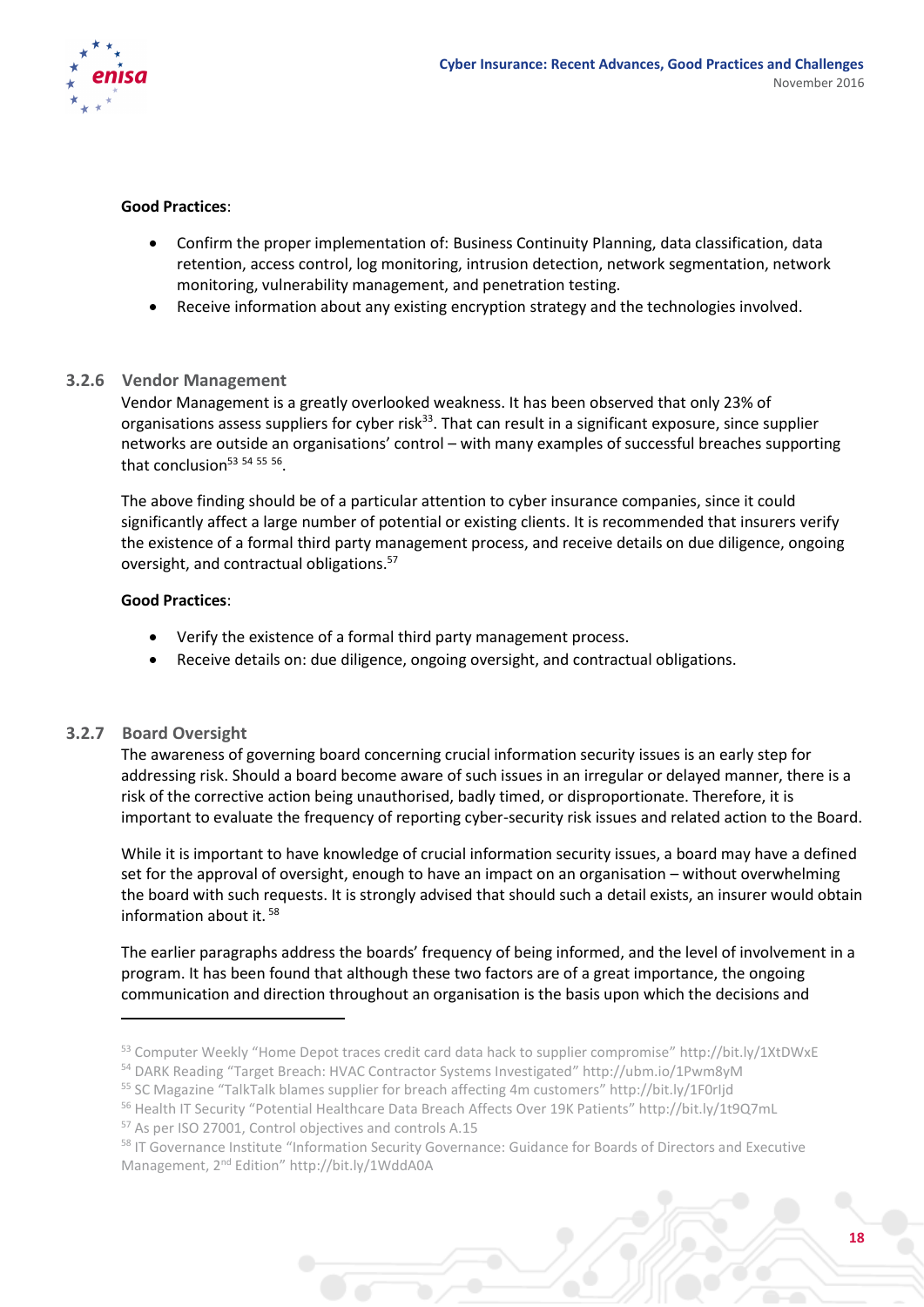**Good Practices**:

- Confirm the proper implementation of: Business Continuity Planning, data classification, data retention, access control, log monitoring, intrusion detection, network segmentation, network monitoring, vulnerability management, and penetration testing.
- Receive information about any existing encryption strategy and the technologies involved.

### 3.2.6 Vendor Management

Vendor Management is a greatly overlooked weakness. It has been observed that only 23% of organisations assess suppliers for cyber risk[33]. That can result in a significant exposure, since supplier networks are outside an organisations' control – with many examples of successful breaches supporting that conclusion[53] [54] [55] [56].

The above finding should be of a particular attention to cyber insurance companies, since it could significantly affect a large number of potential or existing clients. It is recommended that insurers verify the existence of a formal third party management process, and receive details on due diligence, ongoing oversight, and contractual obligations.[57]

**Good Practices**:

- Verify the existence of a formal third party management process.
- Receive details on: due diligence, ongoing oversight, and contractual obligations.

### 3.2.7 Board Oversight

The awareness of governing board concerning crucial information security issues is an early step for addressing risk. Should a board become aware of such issues in an irregular or delayed manner, there is a risk of the corrective action being unauthorised, badly timed, or disproportionate. Therefore, it is important to evaluate the frequency of reporting cyber-security risk issues and related action to the Board.

While it is important to have knowledge of crucial information security issues, a board may have a defined set for the approval of oversight, enough to have an impact on an organisation – without overwhelming the board with such requests. It is strongly advised that should such a detail exists, an insurer would obtain information about it. [58]

The earlier paragraphs address the boards' frequency of being informed, and the level of involvement in a program. It has been found that although these two factors are of a great importance, the ongoing communication and direction throughout an organisation is the basis upon which the decisions and

---

[53] Computer Weekly "Home Depot traces credit card data hack to supplier compromise" http://bit.ly/1XtDWxE

[54] DARK Reading "Target Breach: HVAC Contractor Systems Investigated" http://ubm.io/1Pwm8yM

[55] SC Magazine "TalkTalk blames supplier for breach affecting 4m customers" http://bit.ly/1F0rljd

[56] Health IT Security "Potential Healthcare Data Breach Affects Over 19K Patients" http://bit.ly/1t9Q7mL

[57] As per ISO 27001, Control objectives and controls A.15

[58] IT Governance Institute "Information Security Governance: Guidance for Boards of Directors and Executive Management, 2nd Edition" http://bit.ly/1WddA0A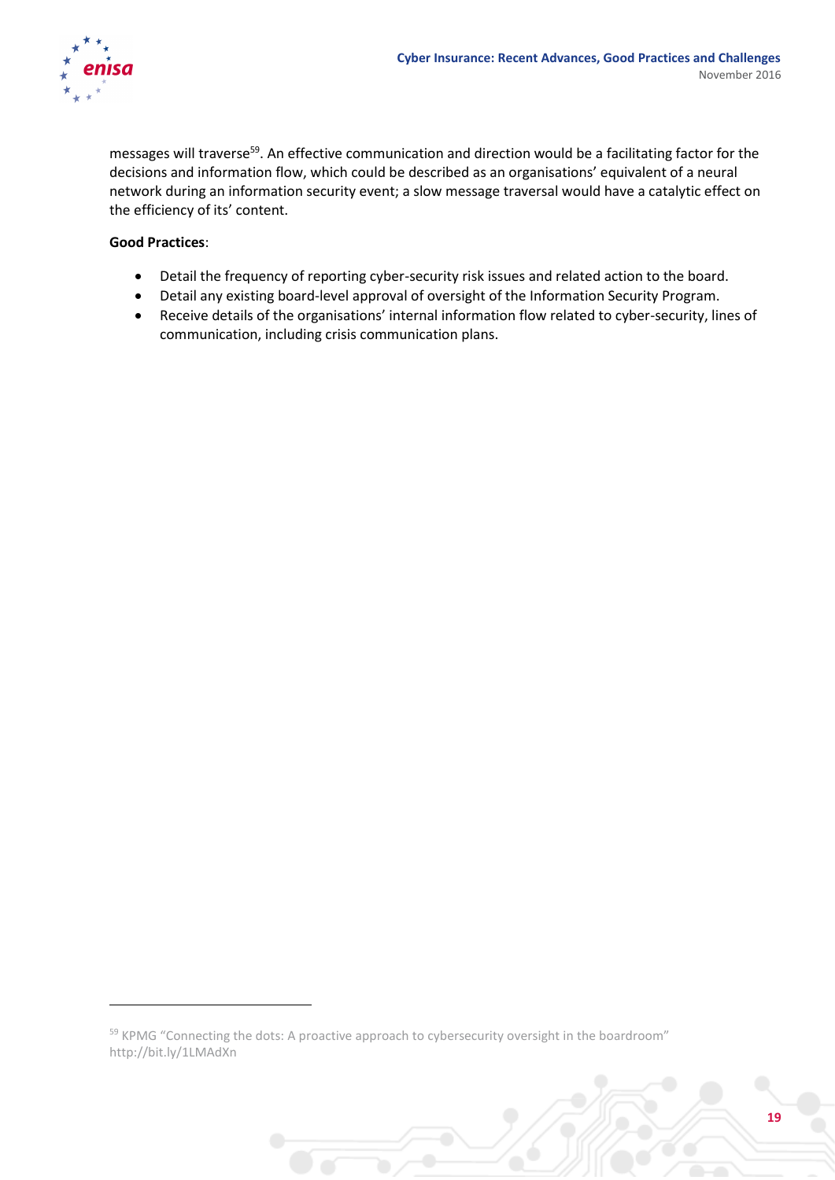messages will traverse[59]. An effective communication and direction would be a facilitating factor for the decisions and information flow, which could be described as an organisations' equivalent of a neural network during an information security event; a slow message traversal would have a catalytic effect on the efficiency of its' content.

**Good Practices**:

- Detail the frequency of reporting cyber-security risk issues and related action to the board.
- Detail any existing board-level approval of oversight of the Information Security Program.
- Receive details of the organisations' internal information flow related to cyber-security, lines of communication, including crisis communication plans.

[59] KPMG "Connecting the dots: A proactive approach to cybersecurity oversight in the boardroom" http://bit.ly/1LMAdXn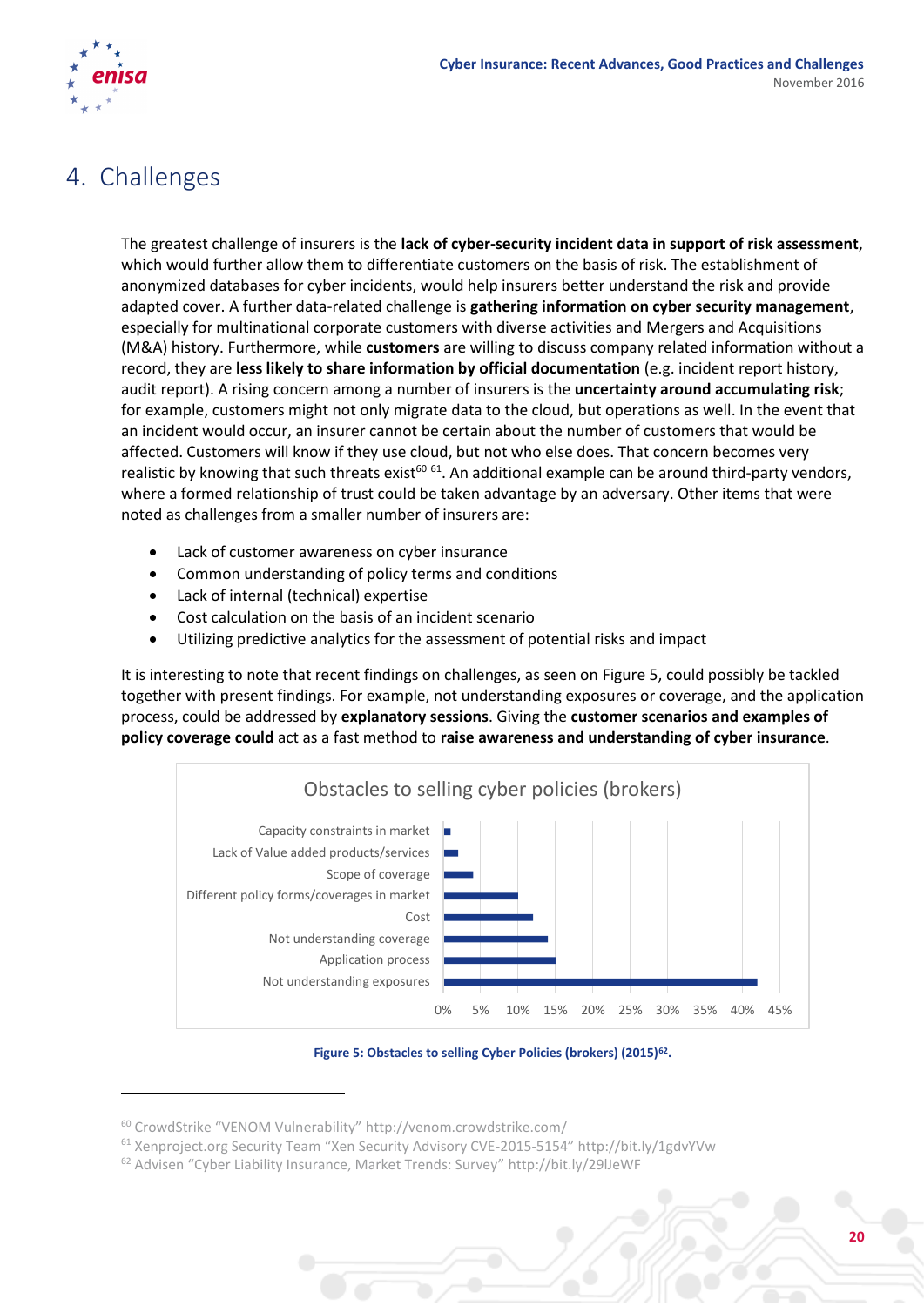# 4. Challenges

The greatest challenge of insurers is the **lack of cyber-security incident data in support of risk assessment**, which would further allow them to differentiate customers on the basis of risk. The establishment of anonymized databases for cyber incidents, would help insurers better understand the risk and provide adapted cover. A further data-related challenge is **gathering information on cyber security management**, especially for multinational corporate customers with diverse activities and Mergers and Acquisitions (M&A) history. Furthermore, while **customers** are willing to discuss company related information without a record, they are **less likely to share information by official documentation** (e.g. incident report history, audit report). A rising concern among a number of insurers is the **uncertainty around accumulating risk**; for example, customers might not only migrate data to the cloud, but operations as well. In the event that an incident would occur, an insurer cannot be certain about the number of customers that would be affected. Customers will know if they use cloud, but not who else does. That concern becomes very realistic by knowing that such threats exist[60] [61]. An additional example can be around third-party vendors, where a formed relationship of trust could be taken advantage by an adversary. Other items that were noted as challenges from a smaller number of insurers are:

- Lack of customer awareness on cyber insurance
- Common understanding of policy terms and conditions
- Lack of internal (technical) expertise
- Cost calculation on the basis of an incident scenario
- Utilizing predictive analytics for the assessment of potential risks and impact

It is interesting to note that recent findings on challenges, as seen on Figure 5, could possibly be tackled together with present findings. For example, not understanding exposures or coverage, and the application process, could be addressed by **explanatory sessions**. Giving the **customer scenarios and examples of policy coverage could** act as a fast method to **raise awareness and understanding of cyber insurance**.

Obstacles to selling cyber policies (brokers)

- Capacity constraints in market
- Lack of Value added products/services
- Scope of coverage
- Different policy forms/coverages in market
- Cost
- Not understanding coverage
- Application process
- Not understanding exposures

0% 5% 10% 15% 20% 25% 30% 35% 40% 45%

**Figure 5: Obstacles to selling Cyber Policies (brokers) (2015)[62].**

---

[60] CrowdStrike "VENOM Vulnerability" http://venom.crowdstrike.com/

[61] Xenproject.org Security Team "Xen Security Advisory CVE-2015-5154" http://bit.ly/1gdvYVw

[62] Advisen "Cyber Liability Insurance, Market Trends: Survey" http://bit.ly/29lJeWF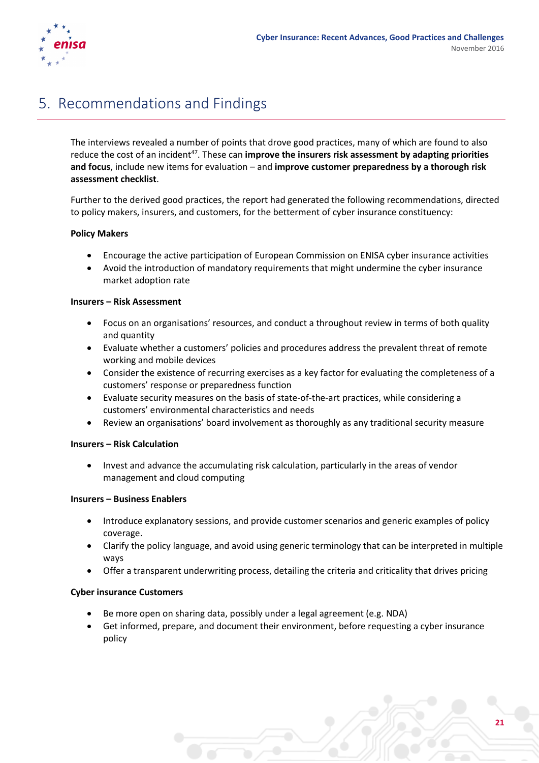# 5. Recommendations and Findings

The interviews revealed a number of points that drove good practices, many of which are found to also reduce the cost of an incident[47]. These can **improve the insurers risk assessment by adapting priorities and focus**, include new items for evaluation – and **improve customer preparedness by a thorough risk assessment checklist**.

Further to the derived good practices, the report had generated the following recommendations, directed to policy makers, insurers, and customers, for the betterment of cyber insurance constituency:

**Policy Makers**

- Encourage the active participation of European Commission on ENISA cyber insurance activities
- Avoid the introduction of mandatory requirements that might undermine the cyber insurance market adoption rate

**Insurers – Risk Assessment**

- Focus on an organisations' resources, and conduct a throughout review in terms of both quality and quantity
- Evaluate whether a customers' policies and procedures address the prevalent threat of remote working and mobile devices
- Consider the existence of recurring exercises as a key factor for evaluating the completeness of a customers' response or preparedness function
- Evaluate security measures on the basis of state-of-the-art practices, while considering a customers' environmental characteristics and needs
- Review an organisations' board involvement as thoroughly as any traditional security measure

**Insurers – Risk Calculation**

- Invest and advance the accumulating risk calculation, particularly in the areas of vendor management and cloud computing

**Insurers – Business Enablers**

- Introduce explanatory sessions, and provide customer scenarios and generic examples of policy coverage.
- Clarify the policy language, and avoid using generic terminology that can be interpreted in multiple ways
- Offer a transparent underwriting process, detailing the criteria and criticality that drives pricing

**Cyber insurance Customers**

- Be more open on sharing data, possibly under a legal agreement (e.g. NDA)
- Get informed, prepare, and document their environment, before requesting a cyber insurance policy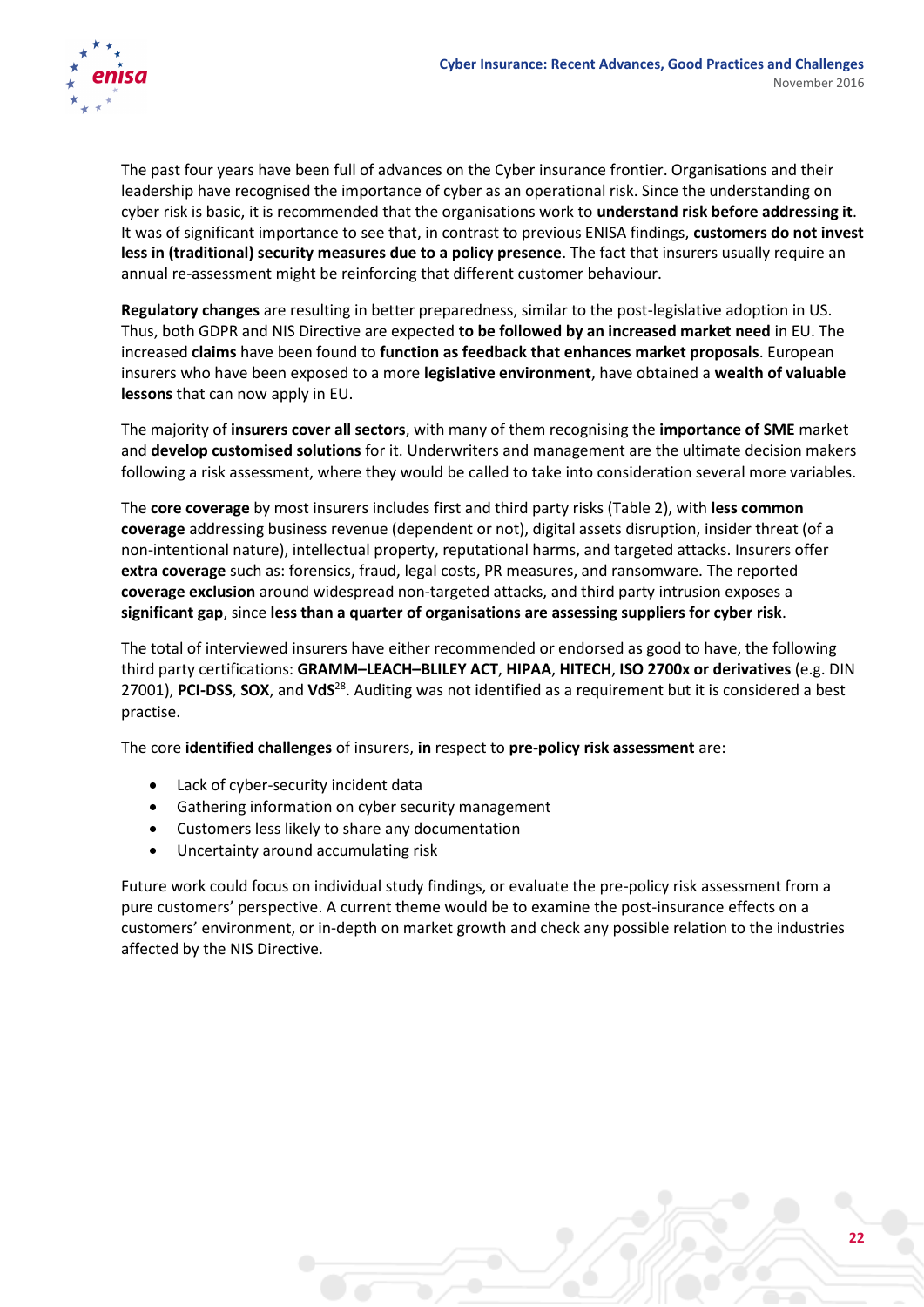The past four years have been full of advances on the Cyber insurance frontier. Organisations and their leadership have recognised the importance of cyber as an operational risk. Since the understanding on cyber risk is basic, it is recommended that the organisations work to **understand risk before addressing it**. It was of significant importance to see that, in contrast to previous ENISA findings, **customers do not invest less in (traditional) security measures due to a policy presence**. The fact that insurers usually require an annual re-assessment might be reinforcing that different customer behaviour.

**Regulatory changes** are resulting in better preparedness, similar to the post-legislative adoption in US. Thus, both GDPR and NIS Directive are expected **to be followed by an increased market need** in EU. The increased **claims** have been found to **function as feedback that enhances market proposals**. European insurers who have been exposed to a more **legislative environment**, have obtained a **wealth of valuable lessons** that can now apply in EU.

The majority of **insurers cover all sectors**, with many of them recognising the **importance of SME** market and **develop customised solutions** for it. Underwriters and management are the ultimate decision makers following a risk assessment, where they would be called to take into consideration several more variables.

The **core coverage** by most insurers includes first and third party risks (Table 2), with **less common coverage** addressing business revenue (dependent or not), digital assets disruption, insider threat (of a non-intentional nature), intellectual property, reputational harms, and targeted attacks. Insurers offer **extra coverage** such as: forensics, fraud, legal costs, PR measures, and ransomware. The reported **coverage exclusion** around widespread non-targeted attacks, and third party intrusion exposes a **significant gap**, since **less than a quarter of organisations are assessing suppliers for cyber risk**.

The total of interviewed insurers have either recommended or endorsed as good to have, the following third party certifications: **GRAMM–LEACH–BLILEY ACT**, **HIPAA**, **HITECH**, **ISO 2700x or derivatives** (e.g. DIN 27001), **PCI-DSS**, **SOX**, and **VdS**[28]. Auditing was not identified as a requirement but it is considered a best practise.

The core **identified challenges** of insurers, **in** respect to **pre-policy risk assessment** are:

- Lack of cyber-security incident data
- Gathering information on cyber security management
- Customers less likely to share any documentation
- Uncertainty around accumulating risk

Future work could focus on individual study findings, or evaluate the pre-policy risk assessment from a pure customers' perspective. A current theme would be to examine the post-insurance effects on a customers' environment, or in-depth on market growth and check any possible relation to the industries affected by the NIS Directive.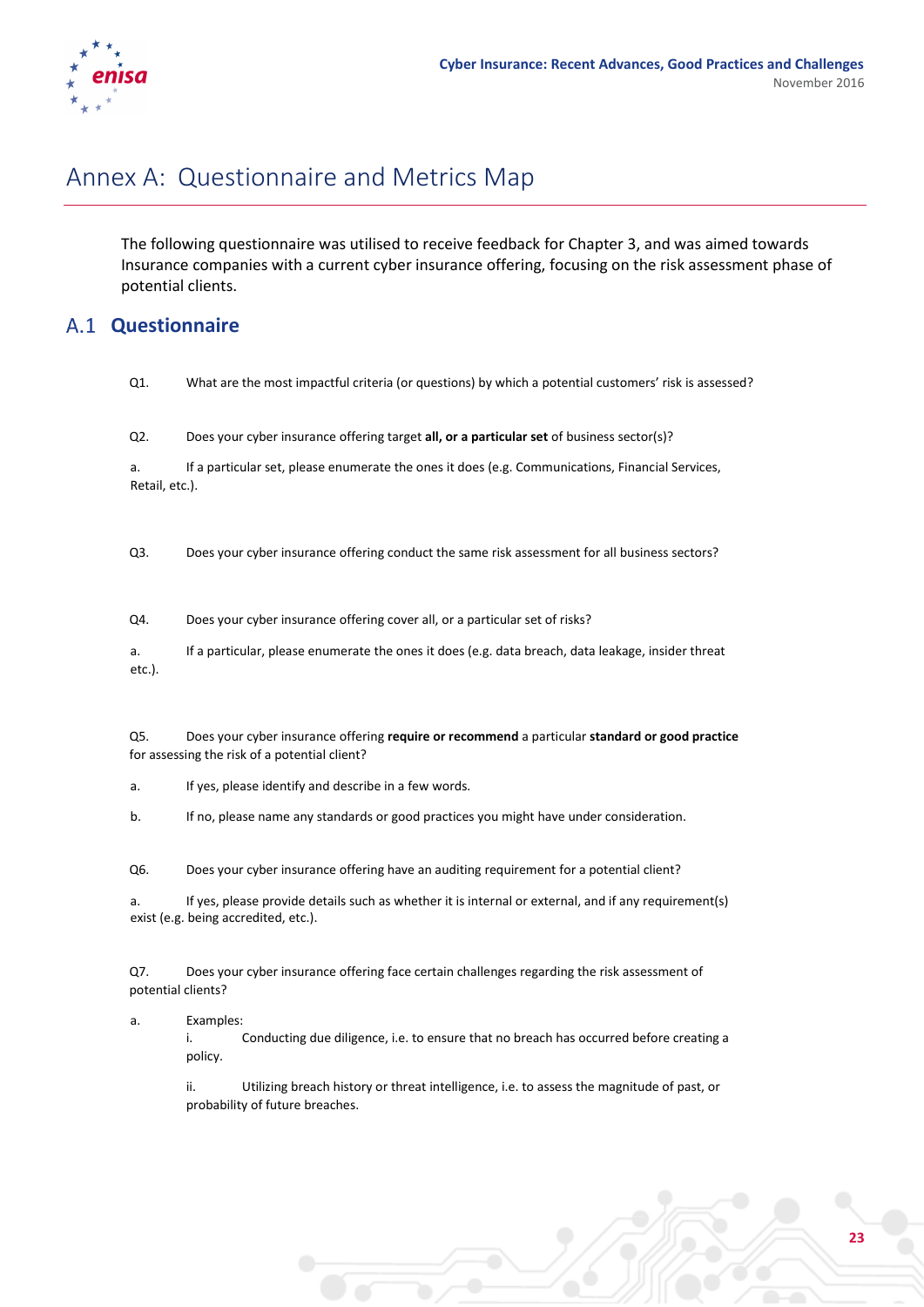# Annex A: Questionnaire and Metrics Map

The following questionnaire was utilised to receive feedback for Chapter 3, and was aimed towards Insurance companies with a current cyber insurance offering, focusing on the risk assessment phase of potential clients.

## A.1 Questionnaire

Q1. What are the most impactful criteria (or questions) by which a potential customers' risk is assessed?

Q2. Does your cyber insurance offering target **all, or a particular set** of business sector(s)?

a. If a particular set, please enumerate the ones it does (e.g. Communications, Financial Services, Retail, etc.).

Q3. Does your cyber insurance offering conduct the same risk assessment for all business sectors?

Q4. Does your cyber insurance offering cover all, or a particular set of risks?

a. If a particular, please enumerate the ones it does (e.g. data breach, data leakage, insider threat etc.).

Q5. Does your cyber insurance offering **require or recommend** a particular **standard or good practice** for assessing the risk of a potential client?

a. If yes, please identify and describe in a few words.

b. If no, please name any standards or good practices you might have under consideration.

Q6. Does your cyber insurance offering have an auditing requirement for a potential client?

a. If yes, please provide details such as whether it is internal or external, and if any requirement(s) exist (e.g. being accredited, etc.).

Q7. Does your cyber insurance offering face certain challenges regarding the risk assessment of potential clients?

a. Examples:

i. Conducting due diligence, i.e. to ensure that no breach has occurred before creating a policy.

ii. Utilizing breach history or threat intelligence, i.e. to assess the magnitude of past, or probability of future breaches.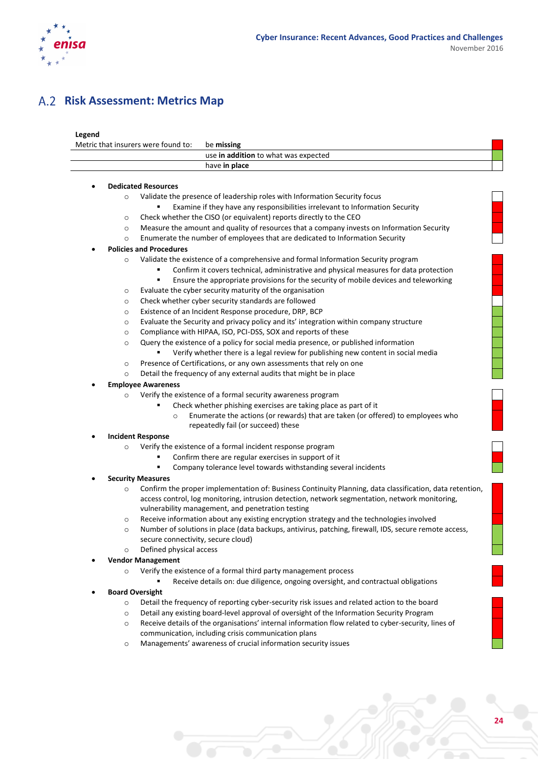## A.2 Risk Assessment: Metrics Map

**Legend**

| Metric that insurers were found to: | |
|---|---|
| | be **missing** |
| | use **in addition** to what was expected |
| | have **in place** |

- **Dedicated Resources**
  - Validate the presence of leadership roles with Information Security focus
    - Examine if they have any responsibilities irrelevant to Information Security
  - Check whether the CISO (or equivalent) reports directly to the CEO
  - Measure the amount and quality of resources that a company invests on Information Security
  - Enumerate the number of employees that are dedicated to Information Security
- **Policies and Procedures**
  - Validate the existence of a comprehensive and formal Information Security program
    - Confirm it covers technical, administrative and physical measures for data protection
    - Ensure the appropriate provisions for the security of mobile devices and teleworking
  - Evaluate the cyber security maturity of the organisation
  - Check whether cyber security standards are followed
  - Existence of an Incident Response procedure, DRP, BCP
  - Evaluate the Security and privacy policy and its' integration within company structure
  - Compliance with HIPAA, ISO, PCI-DSS, SOX and reports of these
  - Query the existence of a policy for social media presence, or published information
    - Verify whether there is a legal review for publishing new content in social media
  - Presence of Certifications, or any own assessments that rely on one
  - Detail the frequency of any external audits that might be in place
- **Employee Awareness**
  - Verify the existence of a formal security awareness program
    - Check whether phishing exercises are taking place as part of it
      - Enumerate the actions (or rewards) that are taken (or offered) to employees who repeatedly fail (or succeed) these
- **Incident Response**
  - Verify the existence of a formal incident response program
    - Confirm there are regular exercises in support of it
    - Company tolerance level towards withstanding several incidents
- **Security Measures**
  - Confirm the proper implementation of: Business Continuity Planning, data classification, data retention, access control, log monitoring, intrusion detection, network segmentation, network monitoring, vulnerability management, and penetration testing
  - Receive information about any existing encryption strategy and the technologies involved
  - Number of solutions in place (data backups, antivirus, patching, firewall, IDS, secure remote access, secure connectivity, secure cloud)
  - Defined physical access
- **Vendor Management**
  - Verify the existence of a formal third party management process
    - Receive details on: due diligence, ongoing oversight, and contractual obligations
- **Board Oversight**
  - Detail the frequency of reporting cyber-security risk issues and related action to the board
  - Detail any existing board-level approval of oversight of the Information Security Program
  - Receive details of the organisations' internal information flow related to cyber-security, lines of communication, including crisis communication plans
  - Managements' awareness of crucial information security issues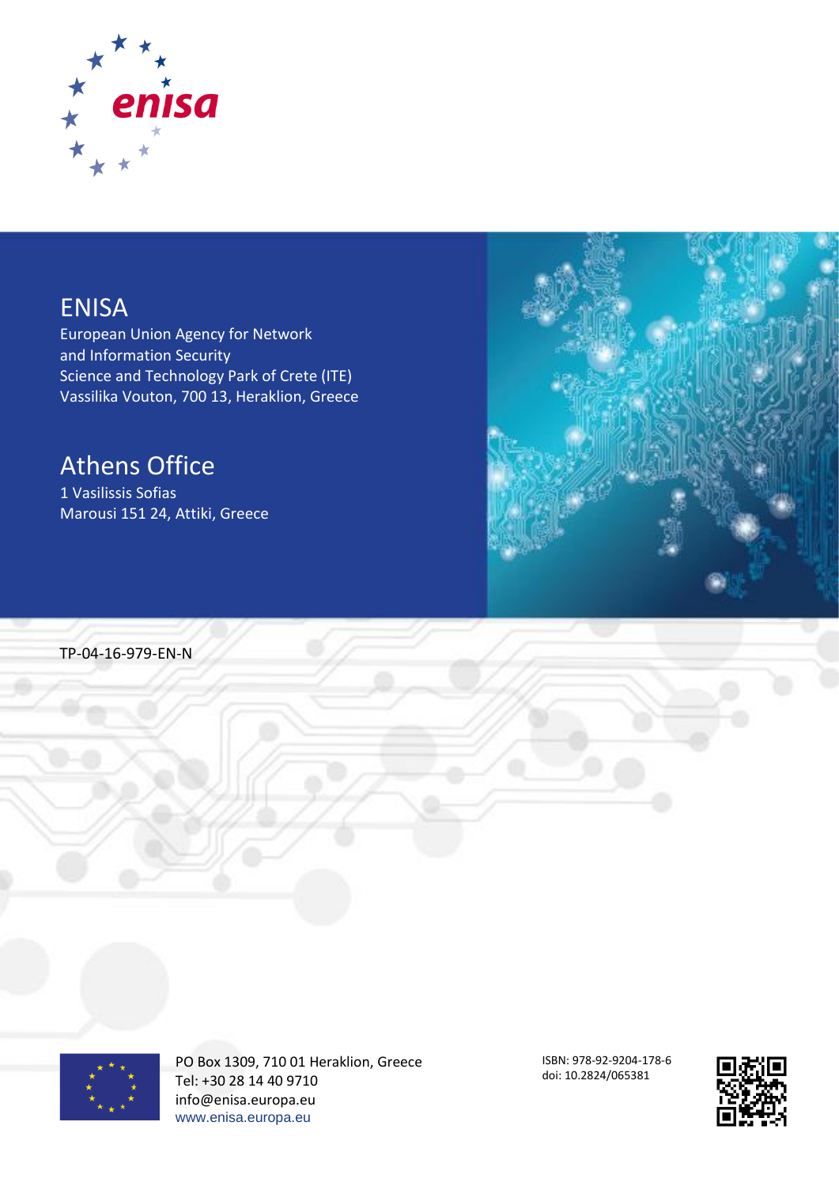## ENISA

European Union Agency for Network and Information Security
Science and Technology Park of Crete (ITE)
Vassilika Vouton, 700 13, Heraklion, Greece

## Athens Office

1 Vasilissis Sofias
Marousi 151 24, Attiki, Greece

TP-04-16-979-EN-N

PO Box 1309, 710 01 Heraklion, Greece
Tel: +30 28 14 40 9710
info@enisa.europa.eu
www.enisa.europa.eu

ISBN: 978-92-9204-178-6
doi: 10.2824/065381